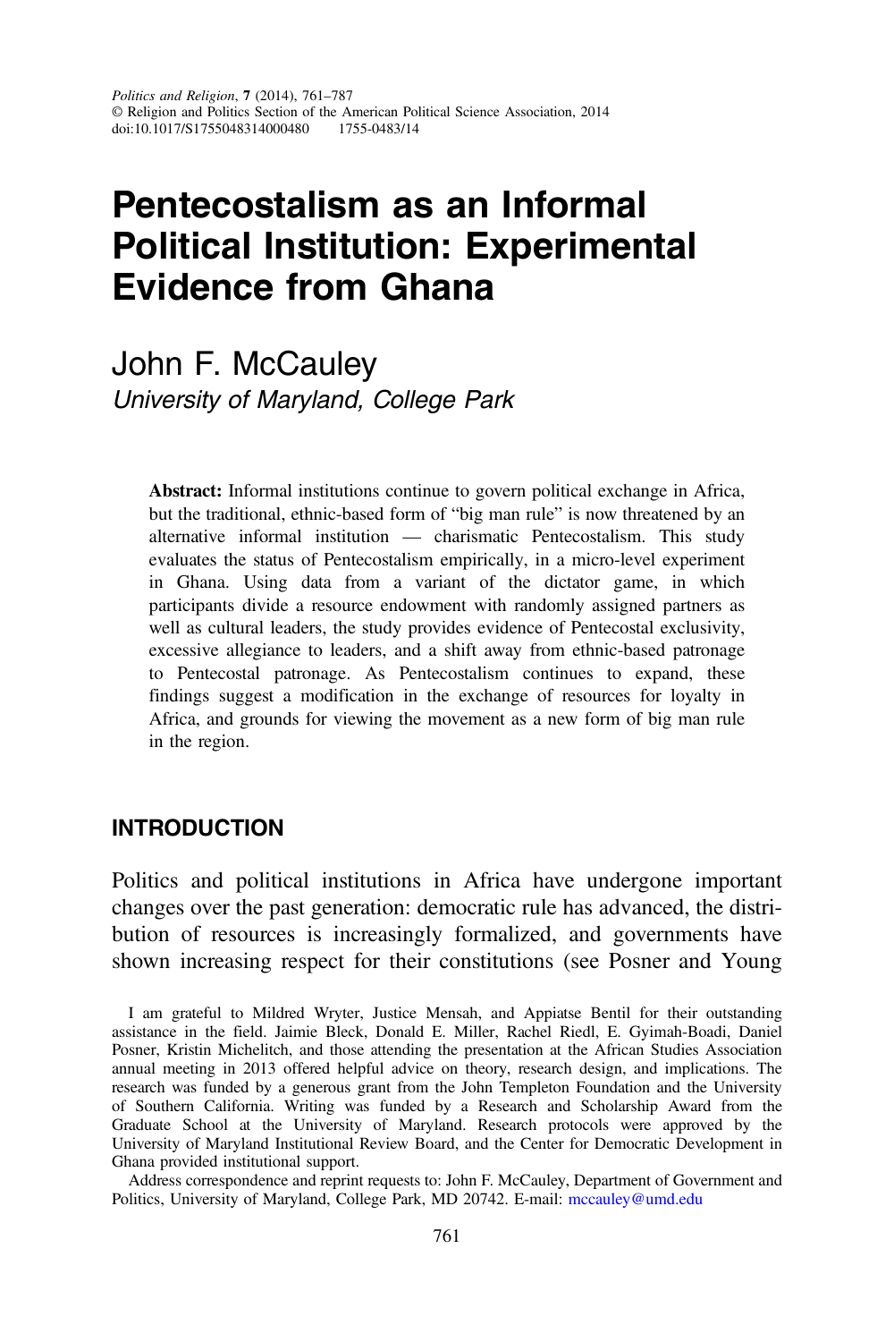# Pentecostalism as an Informal Political Institution: Experimental Evidence from Ghana

John F. McCauley
*University of Maryland, College Park*

**Abstract:** Informal institutions continue to govern political exchange in Africa, but the traditional, ethnic-based form of "big man rule" is now threatened by an alternative informal institution — charismatic Pentecostalism. This study evaluates the status of Pentecostalism empirically, in a micro-level experiment in Ghana. Using data from a variant of the dictator game, in which participants divide a resource endowment with randomly assigned partners as well as cultural leaders, the study provides evidence of Pentecostal exclusivity, excessive allegiance to leaders, and a shift away from ethnic-based patronage to Pentecostal patronage. As Pentecostalism continues to expand, these findings suggest a modification in the exchange of resources for loyalty in Africa, and grounds for viewing the movement as a new form of big man rule in the region.

## INTRODUCTION

Politics and political institutions in Africa have undergone important changes over the past generation: democratic rule has advanced, the distribution of resources is increasingly formalized, and governments have shown increasing respect for their constitutions (see Posner and Young

I am grateful to Mildred Wryter, Justice Mensah, and Appiatse Bentil for their outstanding assistance in the field. Jaimie Bleck, Donald E. Miller, Rachel Riedl, E. Gyimah-Boadi, Daniel Posner, Kristin Michelitch, and those attending the presentation at the African Studies Association annual meeting in 2013 offered helpful advice on theory, research design, and implications. The research was funded by a generous grant from the John Templeton Foundation and the University of Southern California. Writing was funded by a Research and Scholarship Award from the Graduate School at the University of Maryland. Research protocols were approved by the University of Maryland Institutional Review Board, and the Center for Democratic Development in Ghana provided institutional support.

Address correspondence and reprint requests to: John F. McCauley, Department of Government and Politics, University of Maryland, College Park, MD 20742. E-mail: mccauley@umd.edu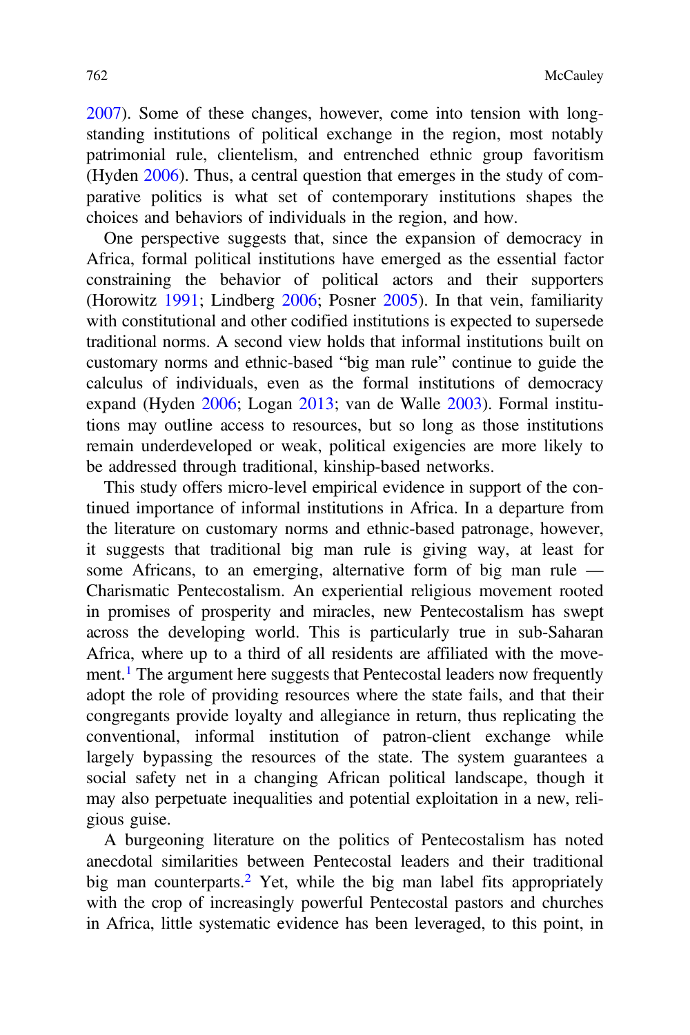2007). Some of these changes, however, come into tension with long-standing institutions of political exchange in the region, most notably patrimonial rule, clientelism, and entrenched ethnic group favoritism (Hyden 2006). Thus, a central question that emerges in the study of comparative politics is what set of contemporary institutions shapes the choices and behaviors of individuals in the region, and how.

One perspective suggests that, since the expansion of democracy in Africa, formal political institutions have emerged as the essential factor constraining the behavior of political actors and their supporters (Horowitz 1991; Lindberg 2006; Posner 2005). In that vein, familiarity with constitutional and other codified institutions is expected to supersede traditional norms. A second view holds that informal institutions built on customary norms and ethnic-based "big man rule" continue to guide the calculus of individuals, even as the formal institutions of democracy expand (Hyden 2006; Logan 2013; van de Walle 2003). Formal institutions may outline access to resources, but so long as those institutions remain underdeveloped or weak, political exigencies are more likely to be addressed through traditional, kinship-based networks.

This study offers micro-level empirical evidence in support of the continued importance of informal institutions in Africa. In a departure from the literature on customary norms and ethnic-based patronage, however, it suggests that traditional big man rule is giving way, at least for some Africans, to an emerging, alternative form of big man rule — Charismatic Pentecostalism. An experiential religious movement rooted in promises of prosperity and miracles, new Pentecostalism has swept across the developing world. This is particularly true in sub-Saharan Africa, where up to a third of all residents are affiliated with the movement.[1] The argument here suggests that Pentecostal leaders now frequently adopt the role of providing resources where the state fails, and that their congregants provide loyalty and allegiance in return, thus replicating the conventional, informal institution of patron-client exchange while largely bypassing the resources of the state. The system guarantees a social safety net in a changing African political landscape, though it may also perpetuate inequalities and potential exploitation in a new, religious guise.

A burgeoning literature on the politics of Pentecostalism has noted anecdotal similarities between Pentecostal leaders and their traditional big man counterparts.[2] Yet, while the big man label fits appropriately with the crop of increasingly powerful Pentecostal pastors and churches in Africa, little systematic evidence has been leveraged, to this point, in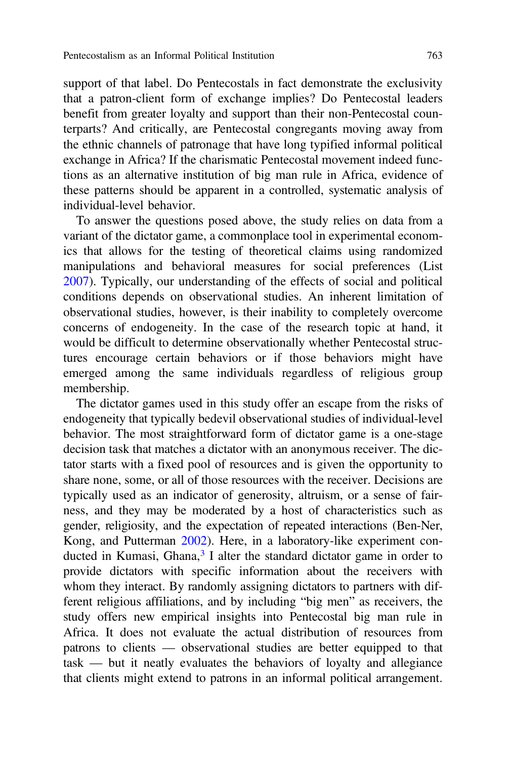support of that label. Do Pentecostals in fact demonstrate the exclusivity that a patron-client form of exchange implies? Do Pentecostal leaders benefit from greater loyalty and support than their non-Pentecostal counterparts? And critically, are Pentecostal congregants moving away from the ethnic channels of patronage that have long typified informal political exchange in Africa? If the charismatic Pentecostal movement indeed functions as an alternative institution of big man rule in Africa, evidence of these patterns should be apparent in a controlled, systematic analysis of individual-level behavior.

To answer the questions posed above, the study relies on data from a variant of the dictator game, a commonplace tool in experimental economics that allows for the testing of theoretical claims using randomized manipulations and behavioral measures for social preferences (List 2007). Typically, our understanding of the effects of social and political conditions depends on observational studies. An inherent limitation of observational studies, however, is their inability to completely overcome concerns of endogeneity. In the case of the research topic at hand, it would be difficult to determine observationally whether Pentecostal structures encourage certain behaviors or if those behaviors might have emerged among the same individuals regardless of religious group membership.

The dictator games used in this study offer an escape from the risks of endogeneity that typically bedevil observational studies of individual-level behavior. The most straightforward form of dictator game is a one-stage decision task that matches a dictator with an anonymous receiver. The dictator starts with a fixed pool of resources and is given the opportunity to share none, some, or all of those resources with the receiver. Decisions are typically used as an indicator of generosity, altruism, or a sense of fairness, and they may be moderated by a host of characteristics such as gender, religiosity, and the expectation of repeated interactions (Ben-Ner, Kong, and Putterman 2002). Here, in a laboratory-like experiment conducted in Kumasi, Ghana,[3] I alter the standard dictator game in order to provide dictators with specific information about the receivers with whom they interact. By randomly assigning dictators to partners with different religious affiliations, and by including "big men" as receivers, the study offers new empirical insights into Pentecostal big man rule in Africa. It does not evaluate the actual distribution of resources from patrons to clients — observational studies are better equipped to that task — but it neatly evaluates the behaviors of loyalty and allegiance that clients might extend to patrons in an informal political arrangement.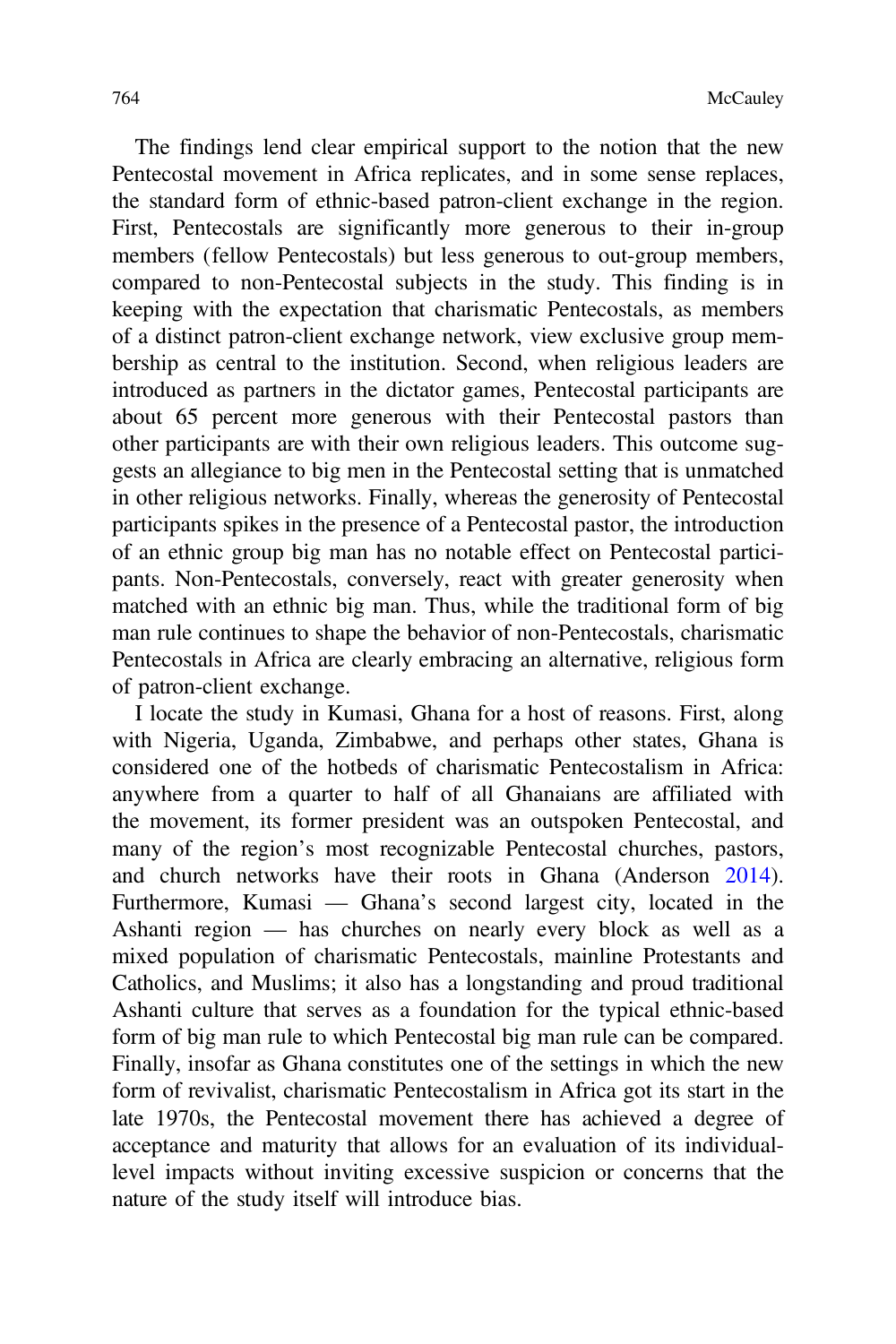The findings lend clear empirical support to the notion that the new Pentecostal movement in Africa replicates, and in some sense replaces, the standard form of ethnic-based patron-client exchange in the region. First, Pentecostals are significantly more generous to their in-group members (fellow Pentecostals) but less generous to out-group members, compared to non-Pentecostal subjects in the study. This finding is in keeping with the expectation that charismatic Pentecostals, as members of a distinct patron-client exchange network, view exclusive group membership as central to the institution. Second, when religious leaders are introduced as partners in the dictator games, Pentecostal participants are about 65 percent more generous with their Pentecostal pastors than other participants are with their own religious leaders. This outcome suggests an allegiance to big men in the Pentecostal setting that is unmatched in other religious networks. Finally, whereas the generosity of Pentecostal participants spikes in the presence of a Pentecostal pastor, the introduction of an ethnic group big man has no notable effect on Pentecostal participants. Non-Pentecostals, conversely, react with greater generosity when matched with an ethnic big man. Thus, while the traditional form of big man rule continues to shape the behavior of non-Pentecostals, charismatic Pentecostals in Africa are clearly embracing an alternative, religious form of patron-client exchange.

I locate the study in Kumasi, Ghana for a host of reasons. First, along with Nigeria, Uganda, Zimbabwe, and perhaps other states, Ghana is considered one of the hotbeds of charismatic Pentecostalism in Africa: anywhere from a quarter to half of all Ghanaians are affiliated with the movement, its former president was an outspoken Pentecostal, and many of the region's most recognizable Pentecostal churches, pastors, and church networks have their roots in Ghana (Anderson 2014). Furthermore, Kumasi — Ghana's second largest city, located in the Ashanti region — has churches on nearly every block as well as a mixed population of charismatic Pentecostals, mainline Protestants and Catholics, and Muslims; it also has a longstanding and proud traditional Ashanti culture that serves as a foundation for the typical ethnic-based form of big man rule to which Pentecostal big man rule can be compared. Finally, insofar as Ghana constitutes one of the settings in which the new form of revivalist, charismatic Pentecostalism in Africa got its start in the late 1970s, the Pentecostal movement there has achieved a degree of acceptance and maturity that allows for an evaluation of its individual-level impacts without inviting excessive suspicion or concerns that the nature of the study itself will introduce bias.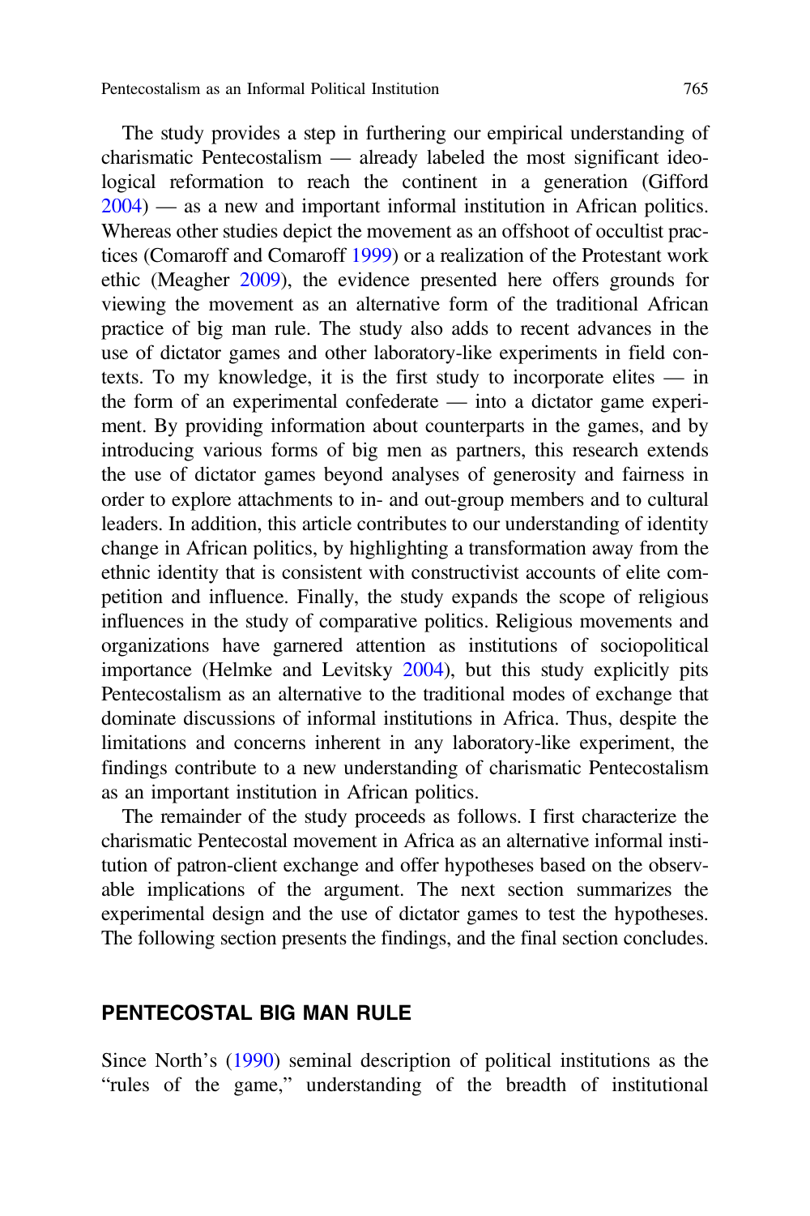The study provides a step in furthering our empirical understanding of charismatic Pentecostalism — already labeled the most significant ideological reformation to reach the continent in a generation (Gifford 2004) — as a new and important informal institution in African politics. Whereas other studies depict the movement as an offshoot of occultist practices (Comaroff and Comaroff 1999) or a realization of the Protestant work ethic (Meagher 2009), the evidence presented here offers grounds for viewing the movement as an alternative form of the traditional African practice of big man rule. The study also adds to recent advances in the use of dictator games and other laboratory-like experiments in field contexts. To my knowledge, it is the first study to incorporate elites — in the form of an experimental confederate — into a dictator game experiment. By providing information about counterparts in the games, and by introducing various forms of big men as partners, this research extends the use of dictator games beyond analyses of generosity and fairness in order to explore attachments to in- and out-group members and to cultural leaders. In addition, this article contributes to our understanding of identity change in African politics, by highlighting a transformation away from the ethnic identity that is consistent with constructivist accounts of elite competition and influence. Finally, the study expands the scope of religious influences in the study of comparative politics. Religious movements and organizations have garnered attention as institutions of sociopolitical importance (Helmke and Levitsky 2004), but this study explicitly pits Pentecostalism as an alternative to the traditional modes of exchange that dominate discussions of informal institutions in Africa. Thus, despite the limitations and concerns inherent in any laboratory-like experiment, the findings contribute to a new understanding of charismatic Pentecostalism as an important institution in African politics.

The remainder of the study proceeds as follows. I first characterize the charismatic Pentecostal movement in Africa as an alternative informal institution of patron-client exchange and offer hypotheses based on the observable implications of the argument. The next section summarizes the experimental design and the use of dictator games to test the hypotheses. The following section presents the findings, and the final section concludes.

## PENTECOSTAL BIG MAN RULE

Since North's (1990) seminal description of political institutions as the "rules of the game," understanding of the breadth of institutional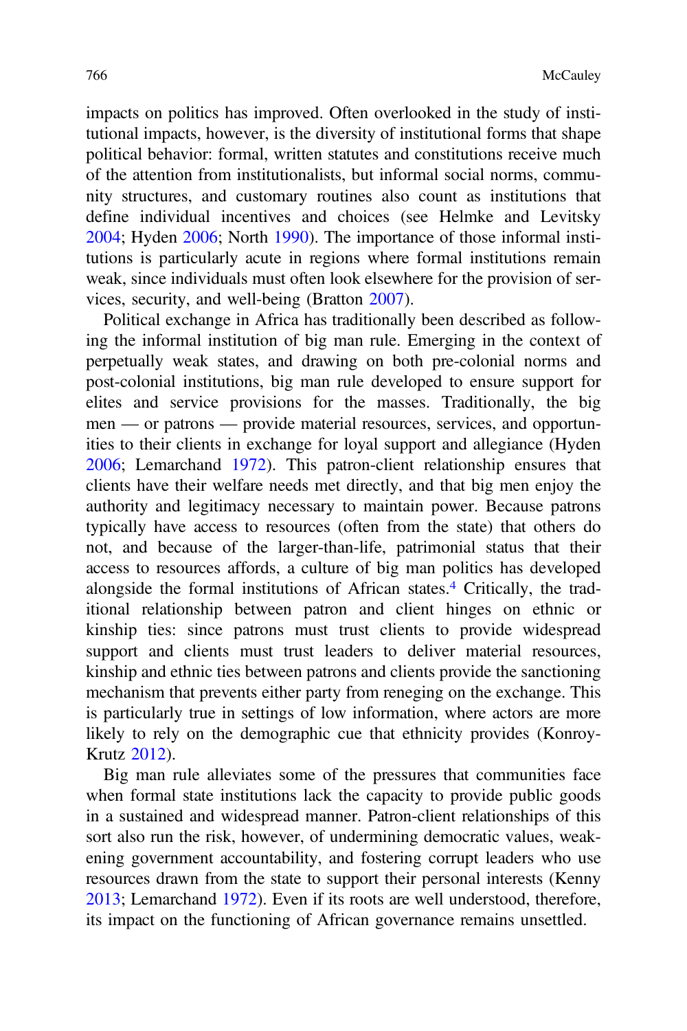impacts on politics has improved. Often overlooked in the study of institutional impacts, however, is the diversity of institutional forms that shape political behavior: formal, written statutes and constitutions receive much of the attention from institutionalists, but informal social norms, community structures, and customary routines also count as institutions that define individual incentives and choices (see Helmke and Levitsky 2004; Hyden 2006; North 1990). The importance of those informal institutions is particularly acute in regions where formal institutions remain weak, since individuals must often look elsewhere for the provision of services, security, and well-being (Bratton 2007).

Political exchange in Africa has traditionally been described as following the informal institution of big man rule. Emerging in the context of perpetually weak states, and drawing on both pre-colonial norms and post-colonial institutions, big man rule developed to ensure support for elites and service provisions for the masses. Traditionally, the big men — or patrons — provide material resources, services, and opportunities to their clients in exchange for loyal support and allegiance (Hyden 2006; Lemarchand 1972). This patron-client relationship ensures that clients have their welfare needs met directly, and that big men enjoy the authority and legitimacy necessary to maintain power. Because patrons typically have access to resources (often from the state) that others do not, and because of the larger-than-life, patrimonial status that their access to resources affords, a culture of big man politics has developed alongside the formal institutions of African states.[4] Critically, the traditional relationship between patron and client hinges on ethnic or kinship ties: since patrons must trust clients to provide widespread support and clients must trust leaders to deliver material resources, kinship and ethnic ties between patrons and clients provide the sanctioning mechanism that prevents either party from reneging on the exchange. This is particularly true in settings of low information, where actors are more likely to rely on the demographic cue that ethnicity provides (Konroy-Krutz 2012).

Big man rule alleviates some of the pressures that communities face when formal state institutions lack the capacity to provide public goods in a sustained and widespread manner. Patron-client relationships of this sort also run the risk, however, of undermining democratic values, weakening government accountability, and fostering corrupt leaders who use resources drawn from the state to support their personal interests (Kenny 2013; Lemarchand 1972). Even if its roots are well understood, therefore, its impact on the functioning of African governance remains unsettled.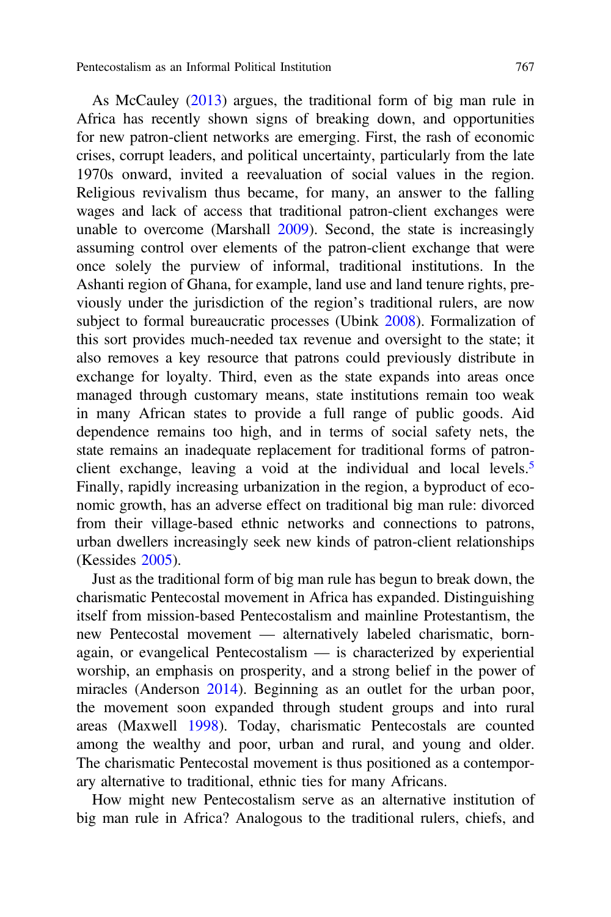As McCauley (2013) argues, the traditional form of big man rule in Africa has recently shown signs of breaking down, and opportunities for new patron-client networks are emerging. First, the rash of economic crises, corrupt leaders, and political uncertainty, particularly from the late 1970s onward, invited a reevaluation of social values in the region. Religious revivalism thus became, for many, an answer to the falling wages and lack of access that traditional patron-client exchanges were unable to overcome (Marshall 2009). Second, the state is increasingly assuming control over elements of the patron-client exchange that were once solely the purview of informal, traditional institutions. In the Ashanti region of Ghana, for example, land use and land tenure rights, previously under the jurisdiction of the region's traditional rulers, are now subject to formal bureaucratic processes (Ubink 2008). Formalization of this sort provides much-needed tax revenue and oversight to the state; it also removes a key resource that patrons could previously distribute in exchange for loyalty. Third, even as the state expands into areas once managed through customary means, state institutions remain too weak in many African states to provide a full range of public goods. Aid dependence remains too high, and in terms of social safety nets, the state remains an inadequate replacement for traditional forms of patron-client exchange, leaving a void at the individual and local levels.[5] Finally, rapidly increasing urbanization in the region, a byproduct of economic growth, has an adverse effect on traditional big man rule: divorced from their village-based ethnic networks and connections to patrons, urban dwellers increasingly seek new kinds of patron-client relationships (Kessides 2005).

Just as the traditional form of big man rule has begun to break down, the charismatic Pentecostal movement in Africa has expanded. Distinguishing itself from mission-based Pentecostalism and mainline Protestantism, the new Pentecostal movement — alternatively labeled charismatic, born-again, or evangelical Pentecostalism — is characterized by experiential worship, an emphasis on prosperity, and a strong belief in the power of miracles (Anderson 2014). Beginning as an outlet for the urban poor, the movement soon expanded through student groups and into rural areas (Maxwell 1998). Today, charismatic Pentecostals are counted among the wealthy and poor, urban and rural, and young and older. The charismatic Pentecostal movement is thus positioned as a contemporary alternative to traditional, ethnic ties for many Africans.

How might new Pentecostalism serve as an alternative institution of big man rule in Africa? Analogous to the traditional rulers, chiefs, and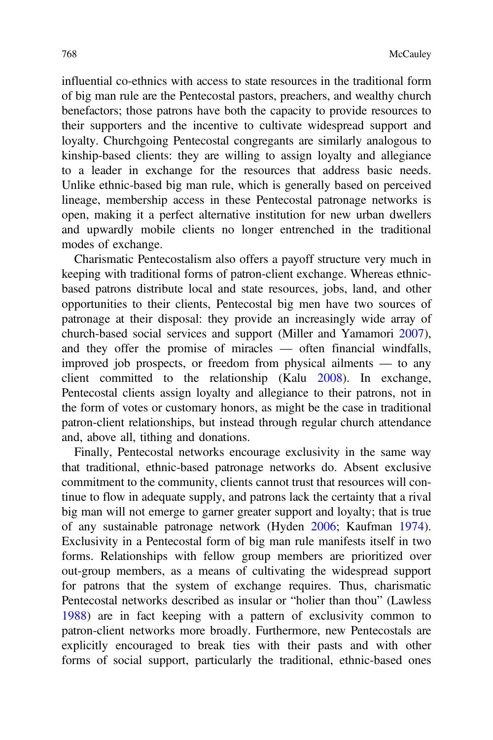influential co-ethnics with access to state resources in the traditional form of big man rule are the Pentecostal pastors, preachers, and wealthy church benefactors; those patrons have both the capacity to provide resources to their supporters and the incentive to cultivate widespread support and loyalty. Churchgoing Pentecostal congregants are similarly analogous to kinship-based clients: they are willing to assign loyalty and allegiance to a leader in exchange for the resources that address basic needs. Unlike ethnic-based big man rule, which is generally based on perceived lineage, membership access in these Pentecostal patronage networks is open, making it a perfect alternative institution for new urban dwellers and upwardly mobile clients no longer entrenched in the traditional modes of exchange.

Charismatic Pentecostalism also offers a payoff structure very much in keeping with traditional forms of patron-client exchange. Whereas ethnic-based patrons distribute local and state resources, jobs, land, and other opportunities to their clients, Pentecostal big men have two sources of patronage at their disposal: they provide an increasingly wide array of church-based social services and support (Miller and Yamamori 2007), and they offer the promise of miracles — often financial windfalls, improved job prospects, or freedom from physical ailments — to any client committed to the relationship (Kalu 2008). In exchange, Pentecostal clients assign loyalty and allegiance to their patrons, not in the form of votes or customary honors, as might be the case in traditional patron-client relationships, but instead through regular church attendance and, above all, tithing and donations.

Finally, Pentecostal networks encourage exclusivity in the same way that traditional, ethnic-based patronage networks do. Absent exclusive commitment to the community, clients cannot trust that resources will continue to flow in adequate supply, and patrons lack the certainty that a rival big man will not emerge to garner greater support and loyalty; that is true of any sustainable patronage network (Hyden 2006; Kaufman 1974). Exclusivity in a Pentecostal form of big man rule manifests itself in two forms. Relationships with fellow group members are prioritized over out-group members, as a means of cultivating the widespread support for patrons that the system of exchange requires. Thus, charismatic Pentecostal networks described as insular or "holier than thou" (Lawless 1988) are in fact keeping with a pattern of exclusivity common to patron-client networks more broadly. Furthermore, new Pentecostals are explicitly encouraged to break ties with their pasts and with other forms of social support, particularly the traditional, ethnic-based ones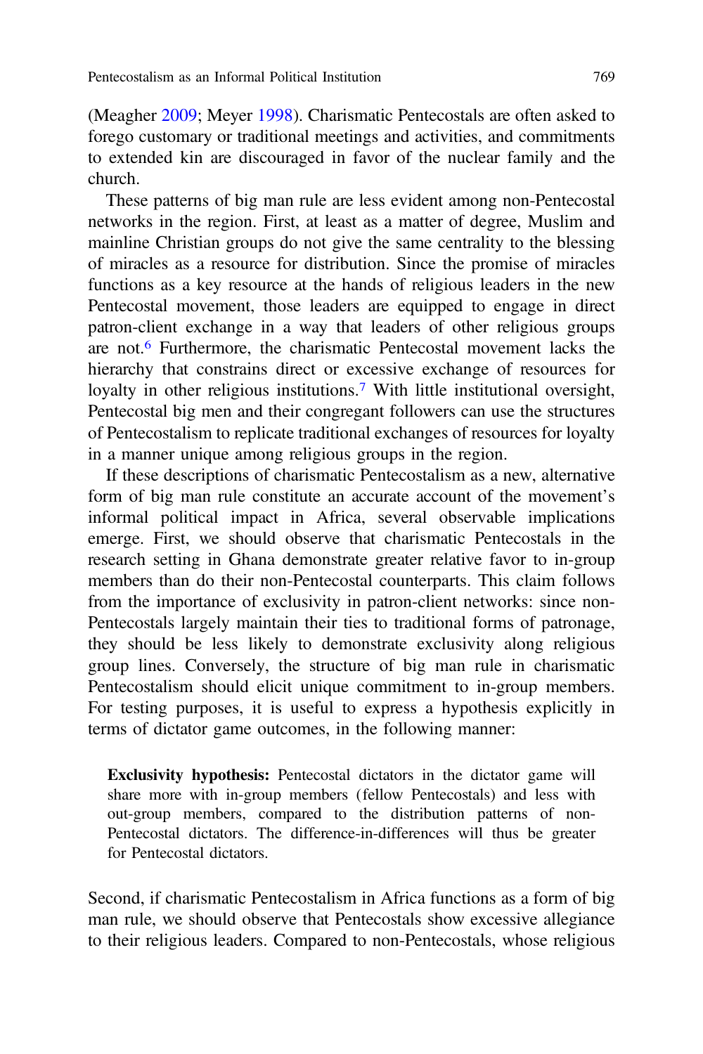(Meagher 2009; Meyer 1998). Charismatic Pentecostals are often asked to forego customary or traditional meetings and activities, and commitments to extended kin are discouraged in favor of the nuclear family and the church.

These patterns of big man rule are less evident among non-Pentecostal networks in the region. First, at least as a matter of degree, Muslim and mainline Christian groups do not give the same centrality to the blessing of miracles as a resource for distribution. Since the promise of miracles functions as a key resource at the hands of religious leaders in the new Pentecostal movement, those leaders are equipped to engage in direct patron-client exchange in a way that leaders of other religious groups are not.[6] Furthermore, the charismatic Pentecostal movement lacks the hierarchy that constrains direct or excessive exchange of resources for loyalty in other religious institutions.[7] With little institutional oversight, Pentecostal big men and their congregant followers can use the structures of Pentecostalism to replicate traditional exchanges of resources for loyalty in a manner unique among religious groups in the region.

If these descriptions of charismatic Pentecostalism as a new, alternative form of big man rule constitute an accurate account of the movement's informal political impact in Africa, several observable implications emerge. First, we should observe that charismatic Pentecostals in the research setting in Ghana demonstrate greater relative favor to in-group members than do their non-Pentecostal counterparts. This claim follows from the importance of exclusivity in patron-client networks: since non-Pentecostals largely maintain their ties to traditional forms of patronage, they should be less likely to demonstrate exclusivity along religious group lines. Conversely, the structure of big man rule in charismatic Pentecostalism should elicit unique commitment to in-group members. For testing purposes, it is useful to express a hypothesis explicitly in terms of dictator game outcomes, in the following manner:

> **Exclusivity hypothesis:** Pentecostal dictators in the dictator game will share more with in-group members (fellow Pentecostals) and less with out-group members, compared to the distribution patterns of non-Pentecostal dictators. The difference-in-differences will thus be greater for Pentecostal dictators.

Second, if charismatic Pentecostalism in Africa functions as a form of big man rule, we should observe that Pentecostals show excessive allegiance to their religious leaders. Compared to non-Pentecostals, whose religious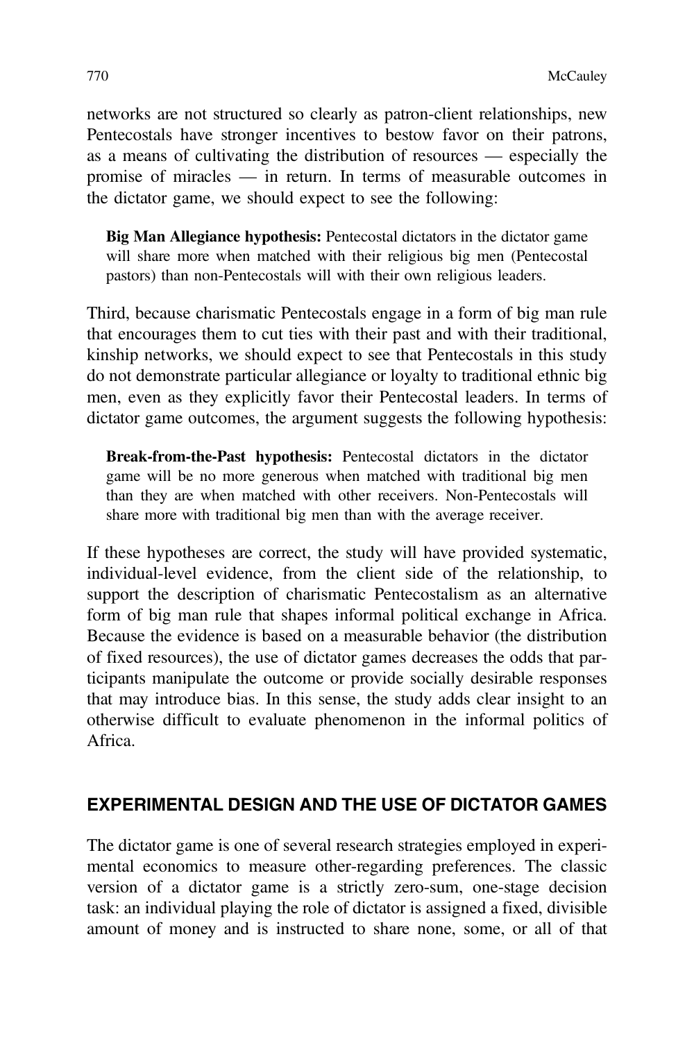networks are not structured so clearly as patron-client relationships, new Pentecostals have stronger incentives to bestow favor on their patrons, as a means of cultivating the distribution of resources — especially the promise of miracles — in return. In terms of measurable outcomes in the dictator game, we should expect to see the following:

> **Big Man Allegiance hypothesis:** Pentecostal dictators in the dictator game will share more when matched with their religious big men (Pentecostal pastors) than non-Pentecostals will with their own religious leaders.

Third, because charismatic Pentecostals engage in a form of big man rule that encourages them to cut ties with their past and with their traditional, kinship networks, we should expect to see that Pentecostals in this study do not demonstrate particular allegiance or loyalty to traditional ethnic big men, even as they explicitly favor their Pentecostal leaders. In terms of dictator game outcomes, the argument suggests the following hypothesis:

> **Break-from-the-Past hypothesis:** Pentecostal dictators in the dictator game will be no more generous when matched with traditional big men than they are when matched with other receivers. Non-Pentecostals will share more with traditional big men than with the average receiver.

If these hypotheses are correct, the study will have provided systematic, individual-level evidence, from the client side of the relationship, to support the description of charismatic Pentecostalism as an alternative form of big man rule that shapes informal political exchange in Africa. Because the evidence is based on a measurable behavior (the distribution of fixed resources), the use of dictator games decreases the odds that participants manipulate the outcome or provide socially desirable responses that may introduce bias. In this sense, the study adds clear insight to an otherwise difficult to evaluate phenomenon in the informal politics of Africa.

## EXPERIMENTAL DESIGN AND THE USE OF DICTATOR GAMES

The dictator game is one of several research strategies employed in experimental economics to measure other-regarding preferences. The classic version of a dictator game is a strictly zero-sum, one-stage decision task: an individual playing the role of dictator is assigned a fixed, divisible amount of money and is instructed to share none, some, or all of that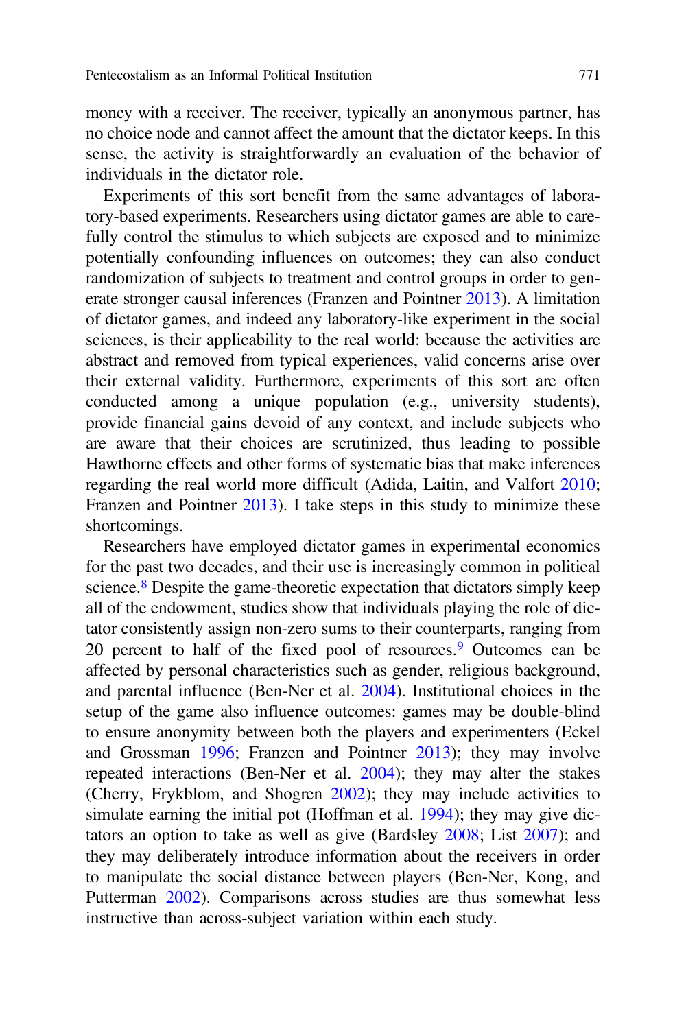money with a receiver. The receiver, typically an anonymous partner, has no choice node and cannot affect the amount that the dictator keeps. In this sense, the activity is straightforwardly an evaluation of the behavior of individuals in the dictator role.

Experiments of this sort benefit from the same advantages of laboratory-based experiments. Researchers using dictator games are able to carefully control the stimulus to which subjects are exposed and to minimize potentially confounding influences on outcomes; they can also conduct randomization of subjects to treatment and control groups in order to generate stronger causal inferences (Franzen and Pointner 2013). A limitation of dictator games, and indeed any laboratory-like experiment in the social sciences, is their applicability to the real world: because the activities are abstract and removed from typical experiences, valid concerns arise over their external validity. Furthermore, experiments of this sort are often conducted among a unique population (e.g., university students), provide financial gains devoid of any context, and include subjects who are aware that their choices are scrutinized, thus leading to possible Hawthorne effects and other forms of systematic bias that make inferences regarding the real world more difficult (Adida, Laitin, and Valfort 2010; Franzen and Pointner 2013). I take steps in this study to minimize these shortcomings.

Researchers have employed dictator games in experimental economics for the past two decades, and their use is increasingly common in political science.[8] Despite the game-theoretic expectation that dictators simply keep all of the endowment, studies show that individuals playing the role of dictator consistently assign non-zero sums to their counterparts, ranging from 20 percent to half of the fixed pool of resources.[9] Outcomes can be affected by personal characteristics such as gender, religious background, and parental influence (Ben-Ner et al. 2004). Institutional choices in the setup of the game also influence outcomes: games may be double-blind to ensure anonymity between both the players and experimenters (Eckel and Grossman 1996; Franzen and Pointner 2013); they may involve repeated interactions (Ben-Ner et al. 2004); they may alter the stakes (Cherry, Frykblom, and Shogren 2002); they may include activities to simulate earning the initial pot (Hoffman et al. 1994); they may give dictators an option to take as well as give (Bardsley 2008; List 2007); and they may deliberately introduce information about the receivers in order to manipulate the social distance between players (Ben-Ner, Kong, and Putterman 2002). Comparisons across studies are thus somewhat less instructive than across-subject variation within each study.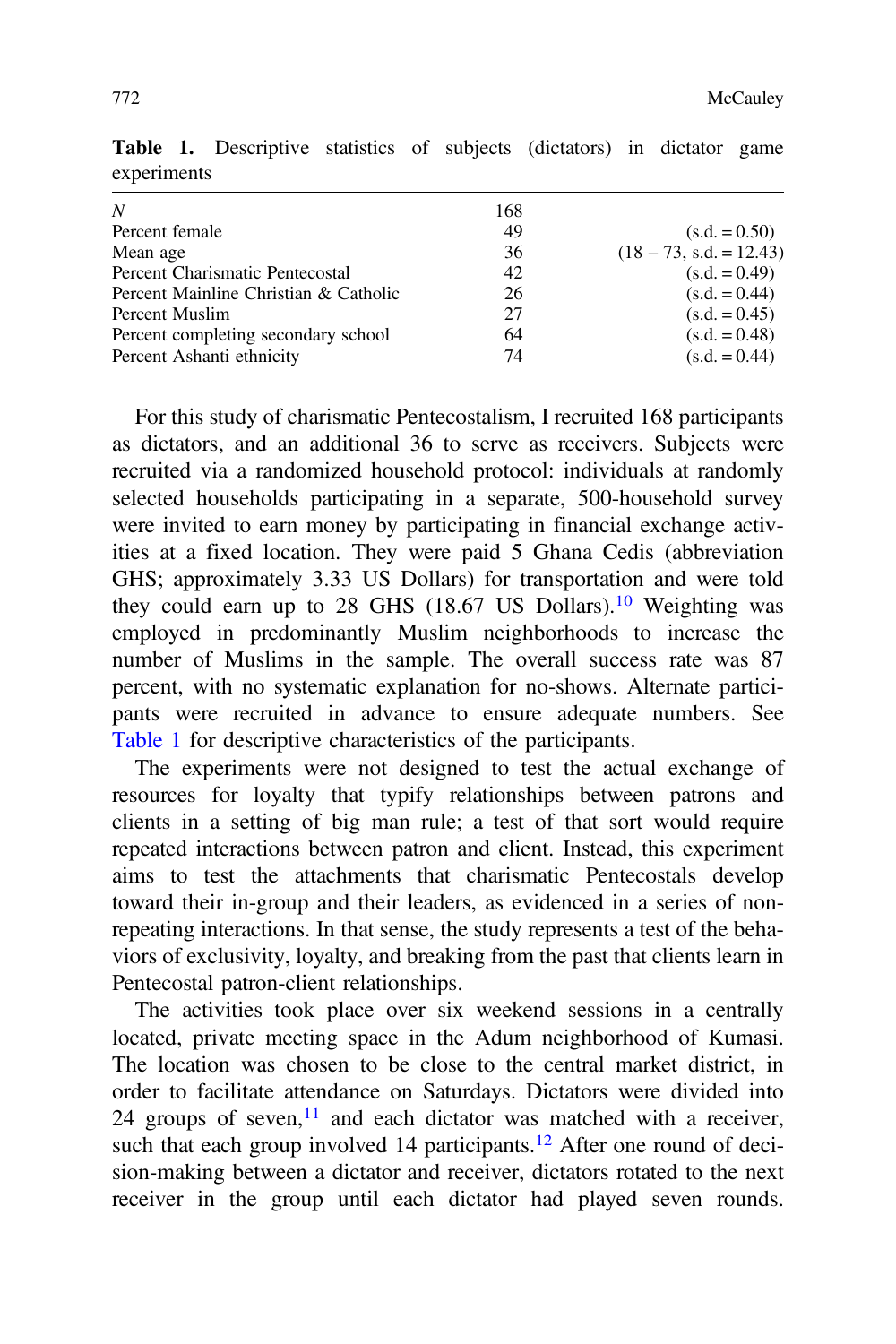**Table 1.** Descriptive statistics of subjects (dictators) in dictator game experiments

| | | |
|---|---|---|
| *N* | 168 | |
| Percent female | 49 | (s.d. = 0.50) |
| Mean age | 36 | (18 – 73, s.d. = 12.43) |
| Percent Charismatic Pentecostal | 42 | (s.d. = 0.49) |
| Percent Mainline Christian & Catholic | 26 | (s.d. = 0.44) |
| Percent Muslim | 27 | (s.d. = 0.45) |
| Percent completing secondary school | 64 | (s.d. = 0.48) |
| Percent Ashanti ethnicity | 74 | (s.d. = 0.44) |

For this study of charismatic Pentecostalism, I recruited 168 participants as dictators, and an additional 36 to serve as receivers. Subjects were recruited via a randomized household protocol: individuals at randomly selected households participating in a separate, 500-household survey were invited to earn money by participating in financial exchange activities at a fixed location. They were paid 5 Ghana Cedis (abbreviation GHS; approximately 3.33 US Dollars) for transportation and were told they could earn up to 28 GHS (18.67 US Dollars).[10] Weighting was employed in predominantly Muslim neighborhoods to increase the number of Muslims in the sample. The overall success rate was 87 percent, with no systematic explanation for no-shows. Alternate participants were recruited in advance to ensure adequate numbers. See Table 1 for descriptive characteristics of the participants.

The experiments were not designed to test the actual exchange of resources for loyalty that typify relationships between patrons and clients in a setting of big man rule; a test of that sort would require repeated interactions between patron and client. Instead, this experiment aims to test the attachments that charismatic Pentecostals develop toward their in-group and their leaders, as evidenced in a series of non-repeating interactions. In that sense, the study represents a test of the behaviors of exclusivity, loyalty, and breaking from the past that clients learn in Pentecostal patron-client relationships.

The activities took place over six weekend sessions in a centrally located, private meeting space in the Adum neighborhood of Kumasi. The location was chosen to be close to the central market district, in order to facilitate attendance on Saturdays. Dictators were divided into 24 groups of seven,[11] and each dictator was matched with a receiver, such that each group involved 14 participants.[12] After one round of decision-making between a dictator and receiver, dictators rotated to the next receiver in the group until each dictator had played seven rounds.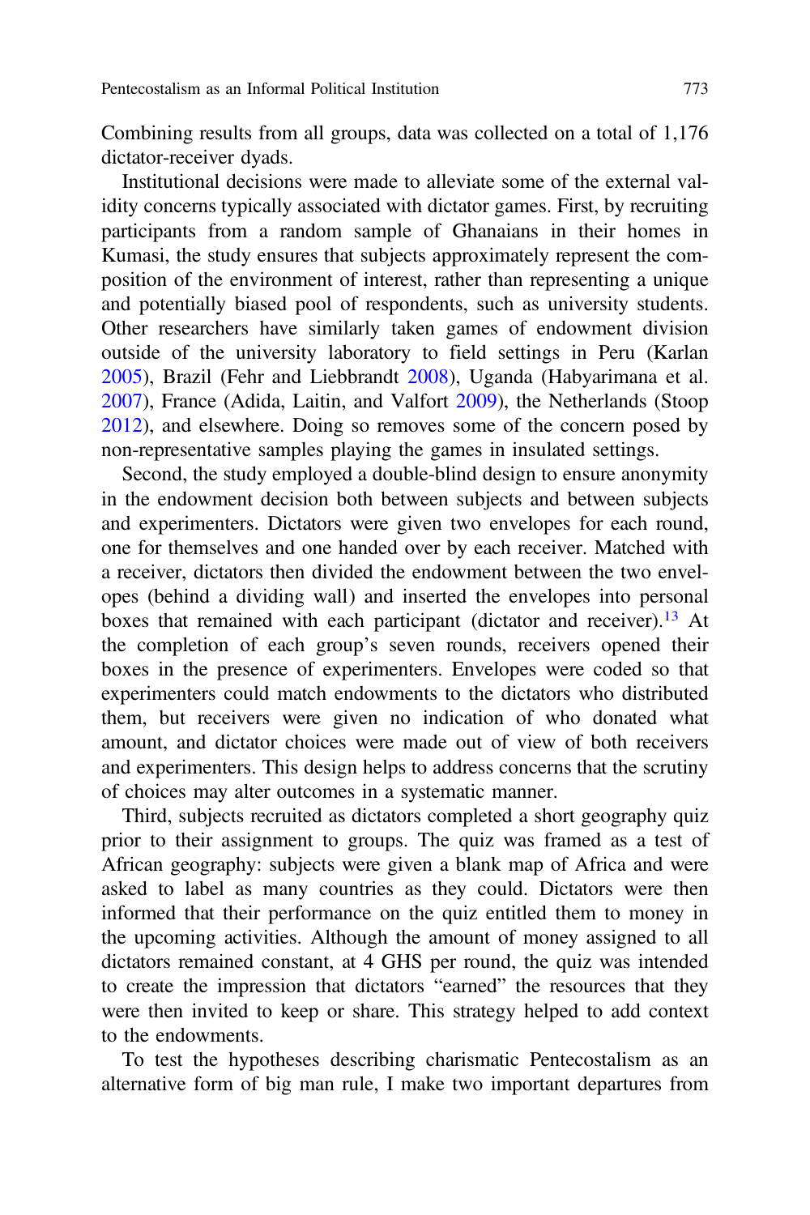Combining results from all groups, data was collected on a total of 1,176 dictator-receiver dyads.

Institutional decisions were made to alleviate some of the external validity concerns typically associated with dictator games. First, by recruiting participants from a random sample of Ghanaians in their homes in Kumasi, the study ensures that subjects approximately represent the composition of the environment of interest, rather than representing a unique and potentially biased pool of respondents, such as university students. Other researchers have similarly taken games of endowment division outside of the university laboratory to field settings in Peru (Karlan 2005), Brazil (Fehr and Liebbrandt 2008), Uganda (Habyarimana et al. 2007), France (Adida, Laitin, and Valfort 2009), the Netherlands (Stoop 2012), and elsewhere. Doing so removes some of the concern posed by non-representative samples playing the games in insulated settings.

Second, the study employed a double-blind design to ensure anonymity in the endowment decision both between subjects and between subjects and experimenters. Dictators were given two envelopes for each round, one for themselves and one handed over by each receiver. Matched with a receiver, dictators then divided the endowment between the two envelopes (behind a dividing wall) and inserted the envelopes into personal boxes that remained with each participant (dictator and receiver).[13] At the completion of each group's seven rounds, receivers opened their boxes in the presence of experimenters. Envelopes were coded so that experimenters could match endowments to the dictators who distributed them, but receivers were given no indication of who donated what amount, and dictator choices were made out of view of both receivers and experimenters. This design helps to address concerns that the scrutiny of choices may alter outcomes in a systematic manner.

Third, subjects recruited as dictators completed a short geography quiz prior to their assignment to groups. The quiz was framed as a test of African geography: subjects were given a blank map of Africa and were asked to label as many countries as they could. Dictators were then informed that their performance on the quiz entitled them to money in the upcoming activities. Although the amount of money assigned to all dictators remained constant, at 4 GHS per round, the quiz was intended to create the impression that dictators "earned" the resources that they were then invited to keep or share. This strategy helped to add context to the endowments.

To test the hypotheses describing charismatic Pentecostalism as an alternative form of big man rule, I make two important departures from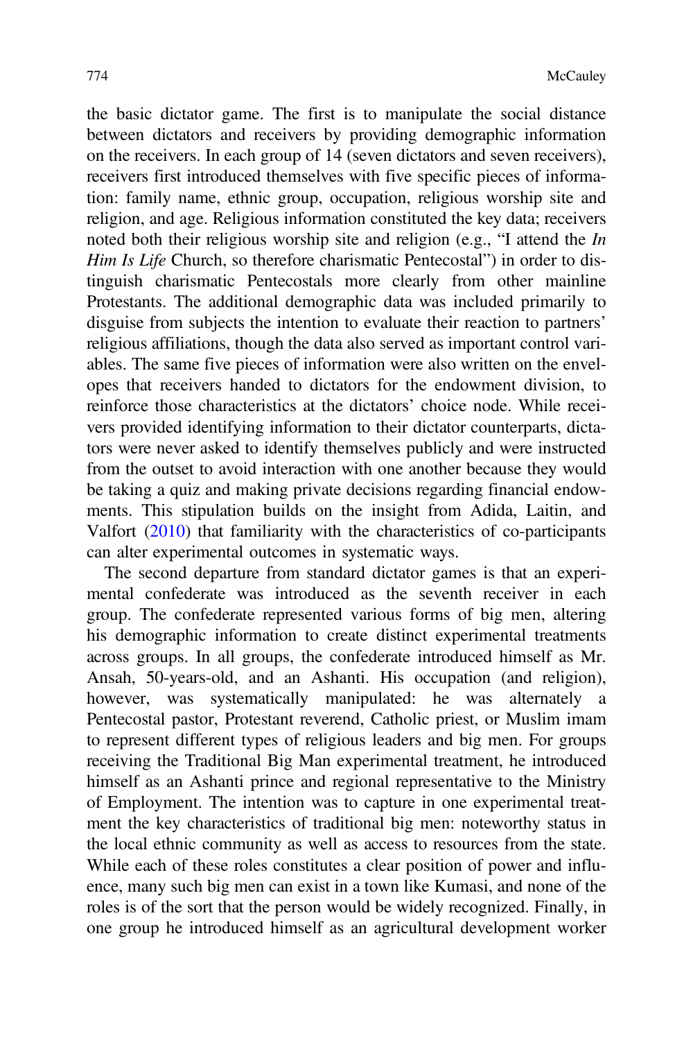the basic dictator game. The first is to manipulate the social distance between dictators and receivers by providing demographic information on the receivers. In each group of 14 (seven dictators and seven receivers), receivers first introduced themselves with five specific pieces of information: family name, ethnic group, occupation, religious worship site and religion, and age. Religious information constituted the key data; receivers noted both their religious worship site and religion (e.g., "I attend the *In Him Is Life* Church, so therefore charismatic Pentecostal") in order to distinguish charismatic Pentecostals more clearly from other mainline Protestants. The additional demographic data was included primarily to disguise from subjects the intention to evaluate their reaction to partners' religious affiliations, though the data also served as important control variables. The same five pieces of information were also written on the envelopes that receivers handed to dictators for the endowment division, to reinforce those characteristics at the dictators' choice node. While receivers provided identifying information to their dictator counterparts, dictators were never asked to identify themselves publicly and were instructed from the outset to avoid interaction with one another because they would be taking a quiz and making private decisions regarding financial endowments. This stipulation builds on the insight from Adida, Laitin, and Valfort (2010) that familiarity with the characteristics of co-participants can alter experimental outcomes in systematic ways.

The second departure from standard dictator games is that an experimental confederate was introduced as the seventh receiver in each group. The confederate represented various forms of big men, altering his demographic information to create distinct experimental treatments across groups. In all groups, the confederate introduced himself as Mr. Ansah, 50-years-old, and an Ashanti. His occupation (and religion), however, was systematically manipulated: he was alternately a Pentecostal pastor, Protestant reverend, Catholic priest, or Muslim imam to represent different types of religious leaders and big men. For groups receiving the Traditional Big Man experimental treatment, he introduced himself as an Ashanti prince and regional representative to the Ministry of Employment. The intention was to capture in one experimental treatment the key characteristics of traditional big men: noteworthy status in the local ethnic community as well as access to resources from the state. While each of these roles constitutes a clear position of power and influence, many such big men can exist in a town like Kumasi, and none of the roles is of the sort that the person would be widely recognized. Finally, in one group he introduced himself as an agricultural development worker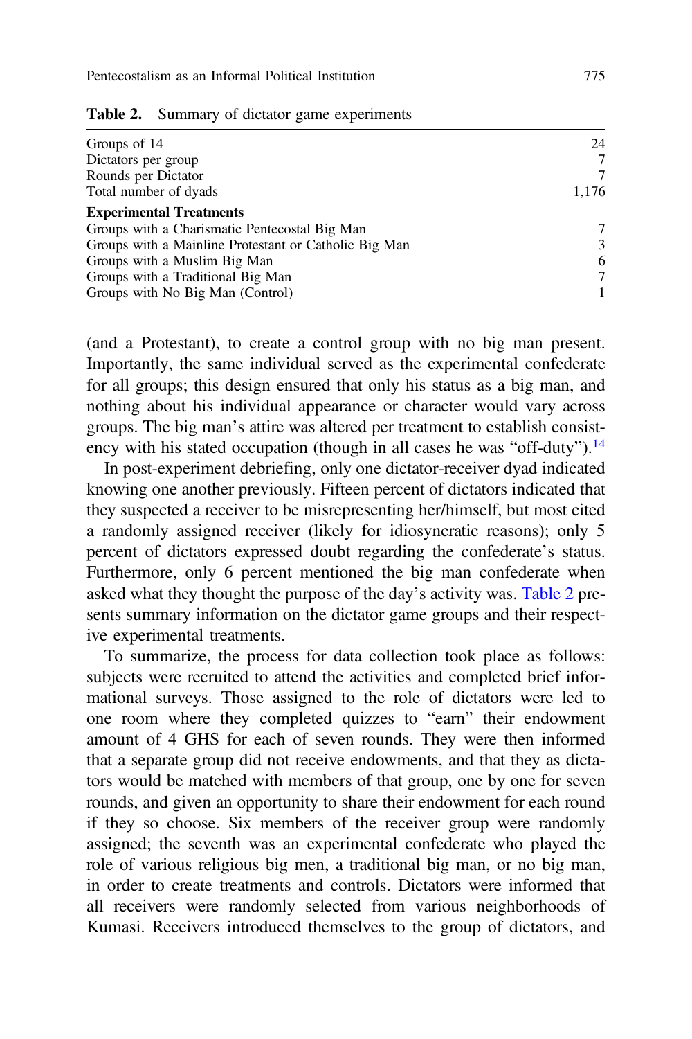**Table 2.** Summary of dictator game experiments

| | |
|---|---|
| Groups of 14 | 24 |
| Dictators per group | 7 |
| Rounds per Dictator | 7 |
| Total number of dyads | 1,176 |
| **Experimental Treatments** | |
| Groups with a Charismatic Pentecostal Big Man | 7 |
| Groups with a Mainline Protestant or Catholic Big Man | 3 |
| Groups with a Muslim Big Man | 6 |
| Groups with a Traditional Big Man | 7 |
| Groups with No Big Man (Control) | 1 |

(and a Protestant), to create a control group with no big man present. Importantly, the same individual served as the experimental confederate for all groups; this design ensured that only his status as a big man, and nothing about his individual appearance or character would vary across groups. The big man's attire was altered per treatment to establish consistency with his stated occupation (though in all cases he was "off-duty").[14]

In post-experiment debriefing, only one dictator-receiver dyad indicated knowing one another previously. Fifteen percent of dictators indicated that they suspected a receiver to be misrepresenting her/himself, but most cited a randomly assigned receiver (likely for idiosyncratic reasons); only 5 percent of dictators expressed doubt regarding the confederate's status. Furthermore, only 6 percent mentioned the big man confederate when asked what they thought the purpose of the day's activity was. Table 2 presents summary information on the dictator game groups and their respective experimental treatments.

To summarize, the process for data collection took place as follows: subjects were recruited to attend the activities and completed brief informational surveys. Those assigned to the role of dictators were led to one room where they completed quizzes to "earn" their endowment amount of 4 GHS for each of seven rounds. They were then informed that a separate group did not receive endowments, and that they as dictators would be matched with members of that group, one by one for seven rounds, and given an opportunity to share their endowment for each round if they so choose. Six members of the receiver group were randomly assigned; the seventh was an experimental confederate who played the role of various religious big men, a traditional big man, or no big man, in order to create treatments and controls. Dictators were informed that all receivers were randomly selected from various neighborhoods of Kumasi. Receivers introduced themselves to the group of dictators, and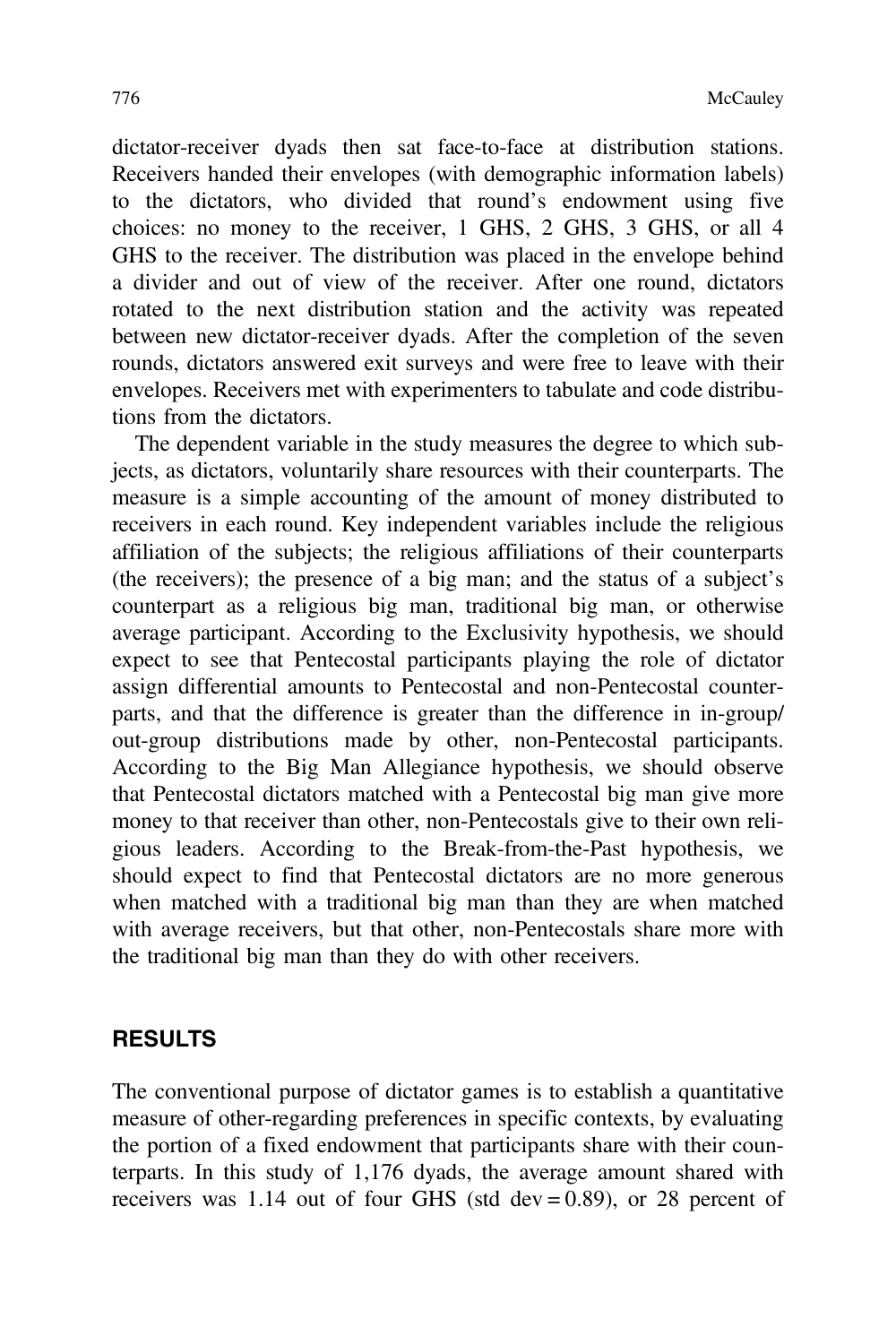dictator-receiver dyads then sat face-to-face at distribution stations. Receivers handed their envelopes (with demographic information labels) to the dictators, who divided that round's endowment using five choices: no money to the receiver, 1 GHS, 2 GHS, 3 GHS, or all 4 GHS to the receiver. The distribution was placed in the envelope behind a divider and out of view of the receiver. After one round, dictators rotated to the next distribution station and the activity was repeated between new dictator-receiver dyads. After the completion of the seven rounds, dictators answered exit surveys and were free to leave with their envelopes. Receivers met with experimenters to tabulate and code distributions from the dictators.

The dependent variable in the study measures the degree to which subjects, as dictators, voluntarily share resources with their counterparts. The measure is a simple accounting of the amount of money distributed to receivers in each round. Key independent variables include the religious affiliation of the subjects; the religious affiliations of their counterparts (the receivers); the presence of a big man; and the status of a subject's counterpart as a religious big man, traditional big man, or otherwise average participant. According to the Exclusivity hypothesis, we should expect to see that Pentecostal participants playing the role of dictator assign differential amounts to Pentecostal and non-Pentecostal counterparts, and that the difference is greater than the difference in in-group/out-group distributions made by other, non-Pentecostal participants. According to the Big Man Allegiance hypothesis, we should observe that Pentecostal dictators matched with a Pentecostal big man give more money to that receiver than other, non-Pentecostals give to their own religious leaders. According to the Break-from-the-Past hypothesis, we should expect to find that Pentecostal dictators are no more generous when matched with a traditional big man than they are when matched with average receivers, but that other, non-Pentecostals share more with the traditional big man than they do with other receivers.

## RESULTS

The conventional purpose of dictator games is to establish a quantitative measure of other-regarding preferences in specific contexts, by evaluating the portion of a fixed endowment that participants share with their counterparts. In this study of 1,176 dyads, the average amount shared with receivers was 1.14 out of four GHS (std dev = 0.89), or 28 percent of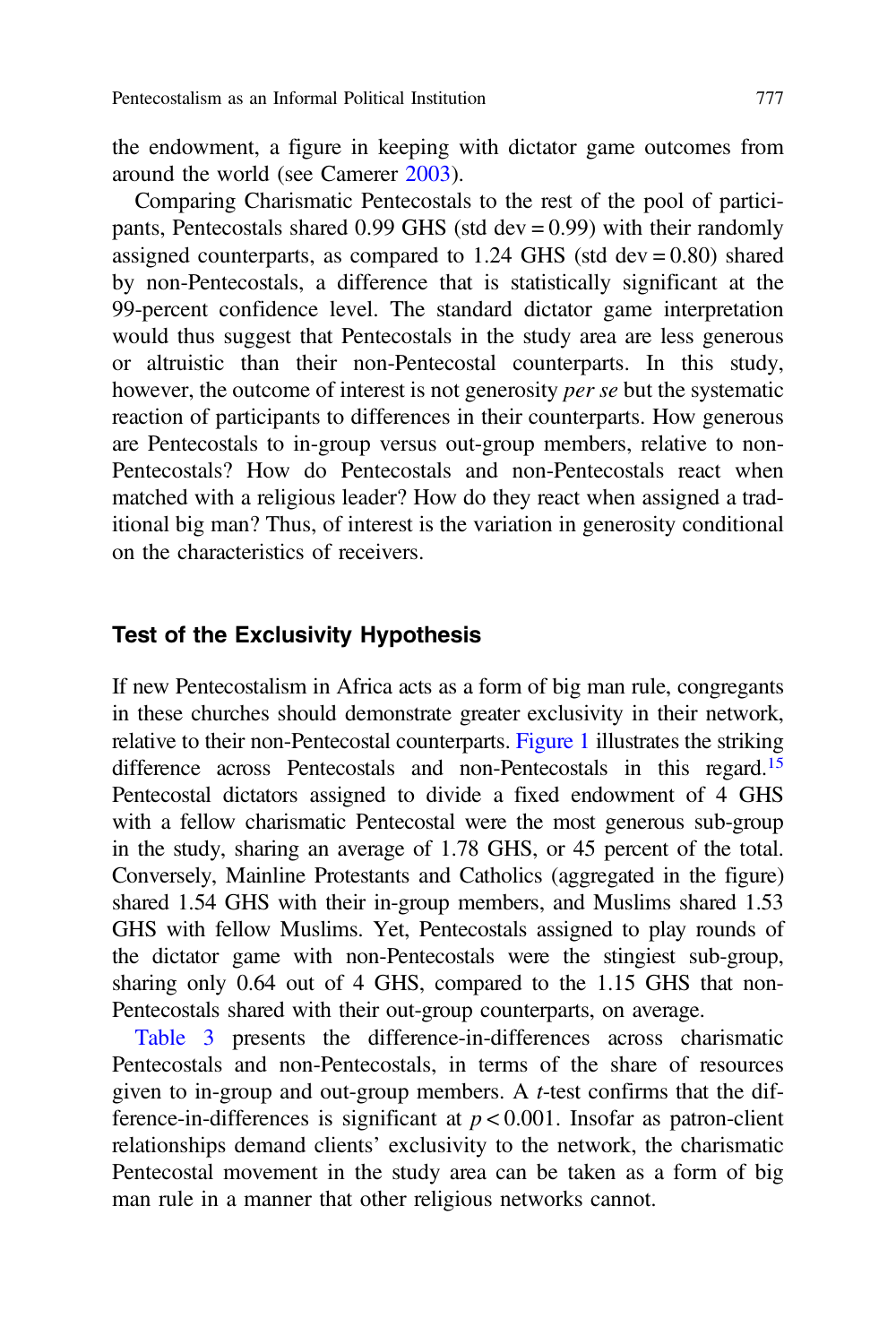the endowment, a figure in keeping with dictator game outcomes from around the world (see Camerer 2003).

Comparing Charismatic Pentecostals to the rest of the pool of participants, Pentecostals shared 0.99 GHS (std dev = 0.99) with their randomly assigned counterparts, as compared to 1.24 GHS (std dev = 0.80) shared by non-Pentecostals, a difference that is statistically significant at the 99-percent confidence level. The standard dictator game interpretation would thus suggest that Pentecostals in the study area are less generous or altruistic than their non-Pentecostal counterparts. In this study, however, the outcome of interest is not generosity *per se* but the systematic reaction of participants to differences in their counterparts. How generous are Pentecostals to in-group versus out-group members, relative to non-Pentecostals? How do Pentecostals and non-Pentecostals react when matched with a religious leader? How do they react when assigned a traditional big man? Thus, of interest is the variation in generosity conditional on the characteristics of receivers.

## Test of the Exclusivity Hypothesis

If new Pentecostalism in Africa acts as a form of big man rule, congregants in these churches should demonstrate greater exclusivity in their network, relative to their non-Pentecostal counterparts. Figure 1 illustrates the striking difference across Pentecostals and non-Pentecostals in this regard.[15] Pentecostal dictators assigned to divide a fixed endowment of 4 GHS with a fellow charismatic Pentecostal were the most generous sub-group in the study, sharing an average of 1.78 GHS, or 45 percent of the total. Conversely, Mainline Protestants and Catholics (aggregated in the figure) shared 1.54 GHS with their in-group members, and Muslims shared 1.53 GHS with fellow Muslims. Yet, Pentecostals assigned to play rounds of the dictator game with non-Pentecostals were the stingiest sub-group, sharing only 0.64 out of 4 GHS, compared to the 1.15 GHS that non-Pentecostals shared with their out-group counterparts, on average.

Table 3 presents the difference-in-differences across charismatic Pentecostals and non-Pentecostals, in terms of the share of resources given to in-group and out-group members. A *t*-test confirms that the difference-in-differences is significant at $p < 0.001$. Insofar as patron-client relationships demand clients' exclusivity to the network, the charismatic Pentecostal movement in the study area can be taken as a form of big man rule in a manner that other religious networks cannot.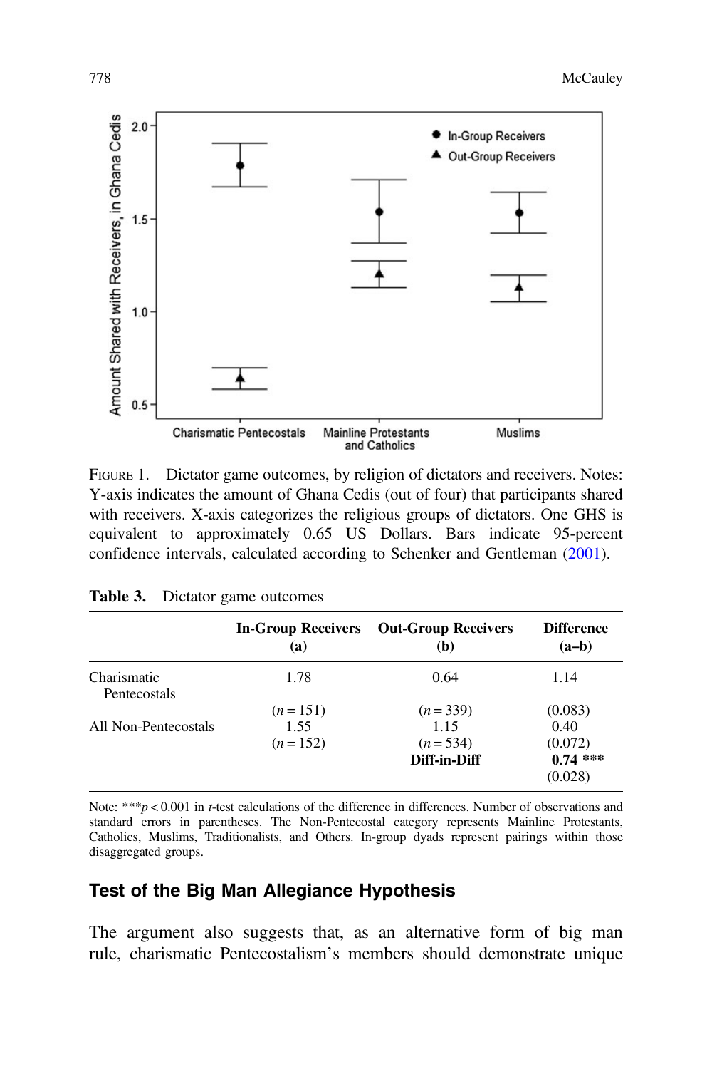Amount Shared with Receivers, in Ghana Cedis

2.0

1.5

1.0

0.5

In-Group Receivers

Out-Group Receivers

Charismatic Pentecostals

Mainline Protestants and Catholics

Muslims

FIGURE 1. Dictator game outcomes, by religion of dictators and receivers. Notes: Y-axis indicates the amount of Ghana Cedis (out of four) that participants shared with receivers. X-axis categorizes the religious groups of dictators. One GHS is equivalent to approximately 0.65 US Dollars. Bars indicate 95-percent confidence intervals, calculated according to Schenker and Gentleman (2001).

**Table 3.** Dictator game outcomes

| | In-Group Receivers (a) | Out-Group Receivers (b) | Difference (a–b) |
|---|---|---|---|
| Charismatic Pentecostals | 1.78 | 0.64 | 1.14 |
| | ($n = 151$) | ($n = 339$) | (0.083) |
| All Non-Pentecostals | 1.55 | 1.15 | 0.40 |
| | ($n = 152$) | ($n = 534$) | (0.072) |
| | | **Diff-in-Diff** | **0.74 \*\*\*** |
| | | | (0.028) |

Note: ***$p < 0.001$ in $t$-test calculations of the difference in differences. Number of observations and standard errors in parentheses. The Non-Pentecostal category represents Mainline Protestants, Catholics, Muslims, Traditionalists, and Others. In-group dyads represent pairings within those disaggregated groups.

## Test of the Big Man Allegiance Hypothesis

The argument also suggests that, as an alternative form of big man rule, charismatic Pentecostalism's members should demonstrate unique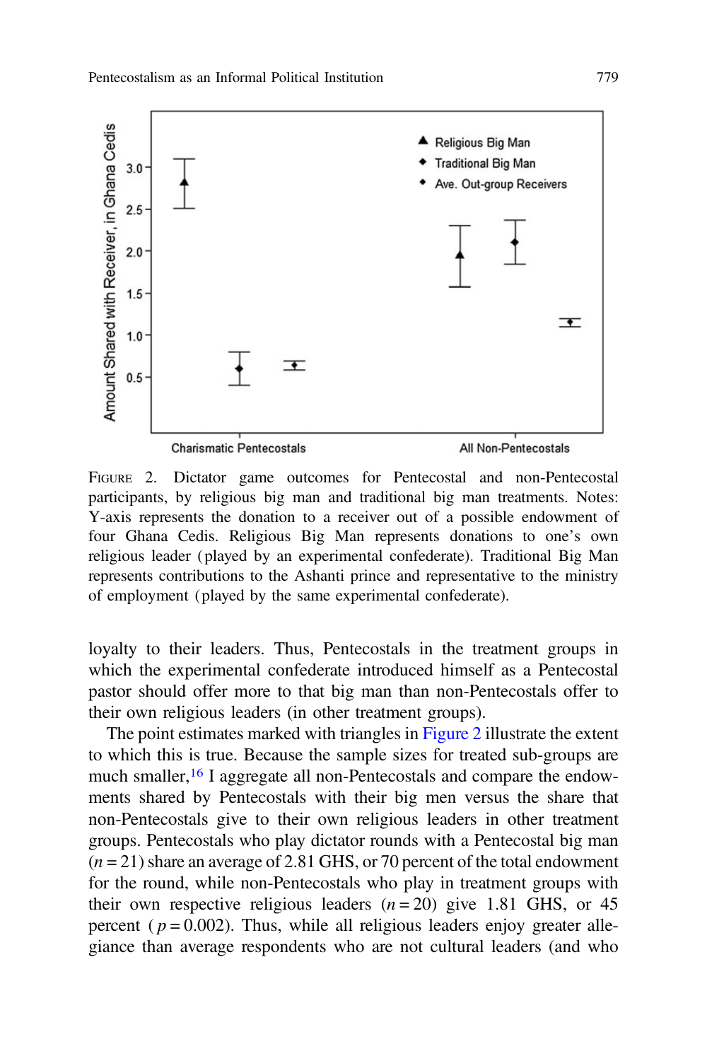Amount Shared with Receiver, in Ghana Cedis

3.0
2.5
2.0
1.5
1.0
0.5

▲ Religious Big Man
◆ Traditional Big Man
◆ Ave. Out-group Receivers

Charismatic Pentecostals

All Non-Pentecostals

FIGURE 2. Dictator game outcomes for Pentecostal and non-Pentecostal participants, by religious big man and traditional big man treatments. Notes: Y-axis represents the donation to a receiver out of a possible endowment of four Ghana Cedis. Religious Big Man represents donations to one's own religious leader (played by an experimental confederate). Traditional Big Man represents contributions to the Ashanti prince and representative to the ministry of employment (played by the same experimental confederate).

loyalty to their leaders. Thus, Pentecostals in the treatment groups in which the experimental confederate introduced himself as a Pentecostal pastor should offer more to that big man than non-Pentecostals offer to their own religious leaders (in other treatment groups).

The point estimates marked with triangles in Figure 2 illustrate the extent to which this is true. Because the sample sizes for treated sub-groups are much smaller,[16] I aggregate all non-Pentecostals and compare the endowments shared by Pentecostals with their big men versus the share that non-Pentecostals give to their own religious leaders in other treatment groups. Pentecostals who play dictator rounds with a Pentecostal big man ($n = 21$) share an average of 2.81 GHS, or 70 percent of the total endowment for the round, while non-Pentecostals who play in treatment groups with their own respective religious leaders ($n = 20$) give 1.81 GHS, or 45 percent ($p = 0.002$). Thus, while all religious leaders enjoy greater allegiance than average respondents who are not cultural leaders (and who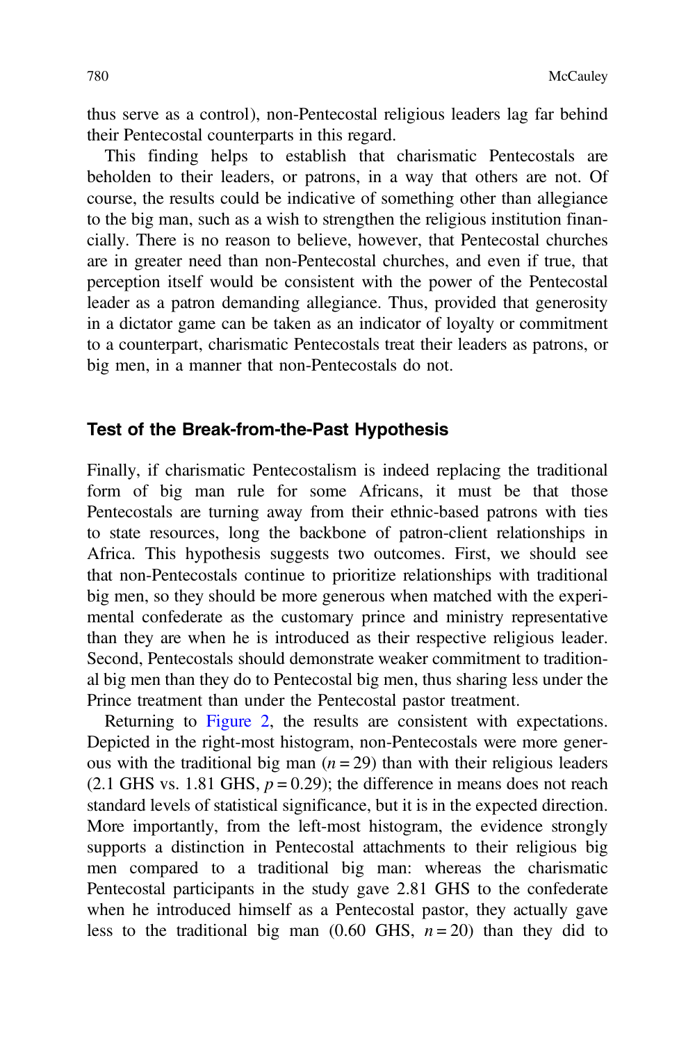thus serve as a control), non-Pentecostal religious leaders lag far behind their Pentecostal counterparts in this regard.

This finding helps to establish that charismatic Pentecostals are beholden to their leaders, or patrons, in a way that others are not. Of course, the results could be indicative of something other than allegiance to the big man, such as a wish to strengthen the religious institution financially. There is no reason to believe, however, that Pentecostal churches are in greater need than non-Pentecostal churches, and even if true, that perception itself would be consistent with the power of the Pentecostal leader as a patron demanding allegiance. Thus, provided that generosity in a dictator game can be taken as an indicator of loyalty or commitment to a counterpart, charismatic Pentecostals treat their leaders as patrons, or big men, in a manner that non-Pentecostals do not.

## Test of the Break-from-the-Past Hypothesis

Finally, if charismatic Pentecostalism is indeed replacing the traditional form of big man rule for some Africans, it must be that those Pentecostals are turning away from their ethnic-based patrons with ties to state resources, long the backbone of patron-client relationships in Africa. This hypothesis suggests two outcomes. First, we should see that non-Pentecostals continue to prioritize relationships with traditional big men, so they should be more generous when matched with the experimental confederate as the customary prince and ministry representative than they are when he is introduced as their respective religious leader. Second, Pentecostals should demonstrate weaker commitment to traditional big men than they do to Pentecostal big men, thus sharing less under the Prince treatment than under the Pentecostal pastor treatment.

Returning to Figure 2, the results are consistent with expectations. Depicted in the right-most histogram, non-Pentecostals were more generous with the traditional big man ($n = 29$) than with their religious leaders (2.1 GHS vs. 1.81 GHS, $p = 0.29$); the difference in means does not reach standard levels of statistical significance, but it is in the expected direction. More importantly, from the left-most histogram, the evidence strongly supports a distinction in Pentecostal attachments to their religious big men compared to a traditional big man: whereas the charismatic Pentecostal participants in the study gave 2.81 GHS to the confederate when he introduced himself as a Pentecostal pastor, they actually gave less to the traditional big man (0.60 GHS, $n = 20$) than they did to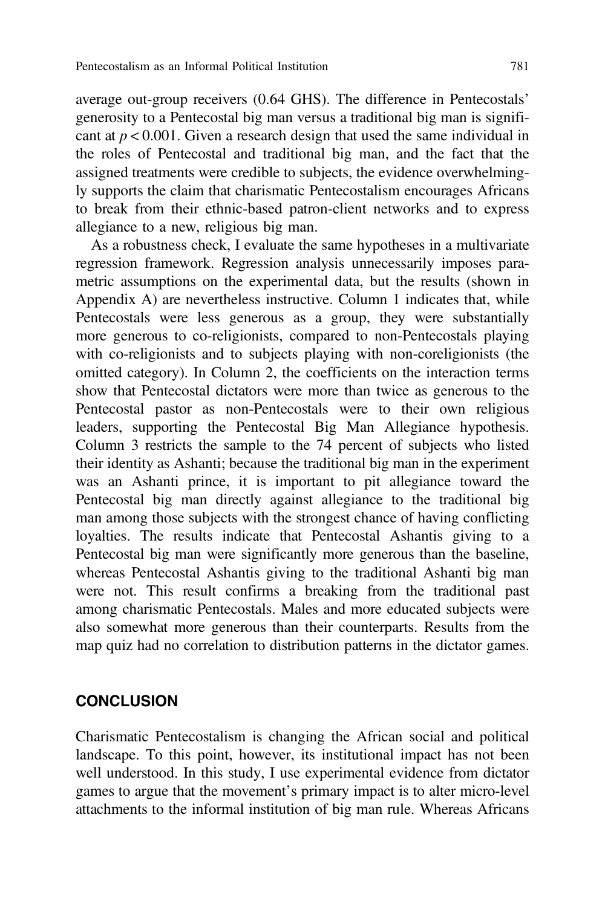average out-group receivers (0.64 GHS). The difference in Pentecostals' generosity to a Pentecostal big man versus a traditional big man is significant at $p < 0.001$. Given a research design that used the same individual in the roles of Pentecostal and traditional big man, and the fact that the assigned treatments were credible to subjects, the evidence overwhelmingly supports the claim that charismatic Pentecostalism encourages Africans to break from their ethnic-based patron-client networks and to express allegiance to a new, religious big man.

As a robustness check, I evaluate the same hypotheses in a multivariate regression framework. Regression analysis unnecessarily imposes parametric assumptions on the experimental data, but the results (shown in Appendix A) are nevertheless instructive. Column 1 indicates that, while Pentecostals were less generous as a group, they were substantially more generous to co-religionists, compared to non-Pentecostals playing with co-religionists and to subjects playing with non-coreligionists (the omitted category). In Column 2, the coefficients on the interaction terms show that Pentecostal dictators were more than twice as generous to the Pentecostal pastor as non-Pentecostals were to their own religious leaders, supporting the Pentecostal Big Man Allegiance hypothesis. Column 3 restricts the sample to the 74 percent of subjects who listed their identity as Ashanti; because the traditional big man in the experiment was an Ashanti prince, it is important to pit allegiance toward the Pentecostal big man directly against allegiance to the traditional big man among those subjects with the strongest chance of having conflicting loyalties. The results indicate that Pentecostal Ashantis giving to a Pentecostal big man were significantly more generous than the baseline, whereas Pentecostal Ashantis giving to the traditional Ashanti big man were not. This result confirms a breaking from the traditional past among charismatic Pentecostals. Males and more educated subjects were also somewhat more generous than their counterparts. Results from the map quiz had no correlation to distribution patterns in the dictator games.

## CONCLUSION

Charismatic Pentecostalism is changing the African social and political landscape. To this point, however, its institutional impact has not been well understood. In this study, I use experimental evidence from dictator games to argue that the movement's primary impact is to alter micro-level attachments to the informal institution of big man rule. Whereas Africans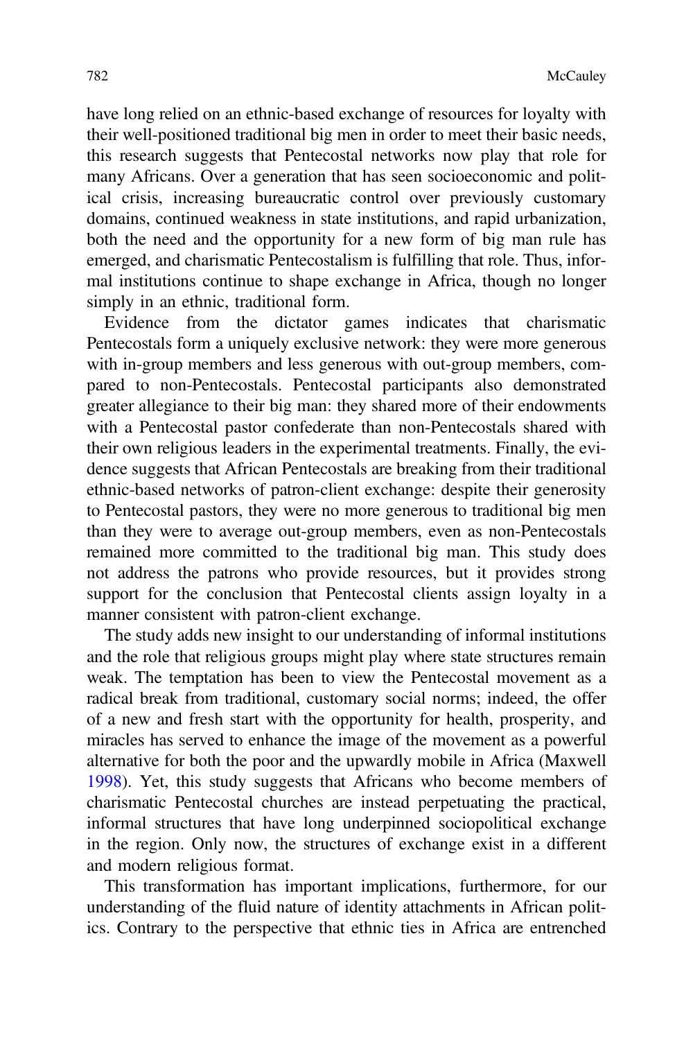have long relied on an ethnic-based exchange of resources for loyalty with their well-positioned traditional big men in order to meet their basic needs, this research suggests that Pentecostal networks now play that role for many Africans. Over a generation that has seen socioeconomic and political crisis, increasing bureaucratic control over previously customary domains, continued weakness in state institutions, and rapid urbanization, both the need and the opportunity for a new form of big man rule has emerged, and charismatic Pentecostalism is fulfilling that role. Thus, informal institutions continue to shape exchange in Africa, though no longer simply in an ethnic, traditional form.

Evidence from the dictator games indicates that charismatic Pentecostals form a uniquely exclusive network: they were more generous with in-group members and less generous with out-group members, compared to non-Pentecostals. Pentecostal participants also demonstrated greater allegiance to their big man: they shared more of their endowments with a Pentecostal pastor confederate than non-Pentecostals shared with their own religious leaders in the experimental treatments. Finally, the evidence suggests that African Pentecostals are breaking from their traditional ethnic-based networks of patron-client exchange: despite their generosity to Pentecostal pastors, they were no more generous to traditional big men than they were to average out-group members, even as non-Pentecostals remained more committed to the traditional big man. This study does not address the patrons who provide resources, but it provides strong support for the conclusion that Pentecostal clients assign loyalty in a manner consistent with patron-client exchange.

The study adds new insight to our understanding of informal institutions and the role that religious groups might play where state structures remain weak. The temptation has been to view the Pentecostal movement as a radical break from traditional, customary social norms; indeed, the offer of a new and fresh start with the opportunity for health, prosperity, and miracles has served to enhance the image of the movement as a powerful alternative for both the poor and the upwardly mobile in Africa (Maxwell 1998). Yet, this study suggests that Africans who become members of charismatic Pentecostal churches are instead perpetuating the practical, informal structures that have long underpinned sociopolitical exchange in the region. Only now, the structures of exchange exist in a different and modern religious format.

This transformation has important implications, furthermore, for our understanding of the fluid nature of identity attachments in African politics. Contrary to the perspective that ethnic ties in Africa are entrenched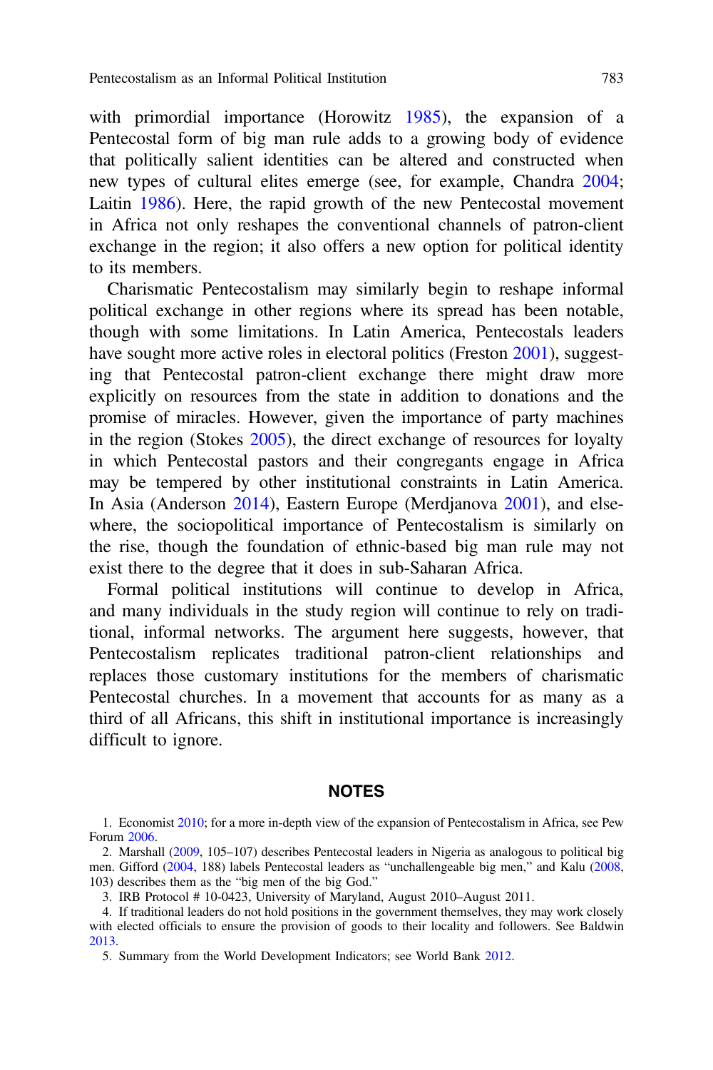with primordial importance (Horowitz 1985), the expansion of a Pentecostal form of big man rule adds to a growing body of evidence that politically salient identities can be altered and constructed when new types of cultural elites emerge (see, for example, Chandra 2004; Laitin 1986). Here, the rapid growth of the new Pentecostal movement in Africa not only reshapes the conventional channels of patron-client exchange in the region; it also offers a new option for political identity to its members.

Charismatic Pentecostalism may similarly begin to reshape informal political exchange in other regions where its spread has been notable, though with some limitations. In Latin America, Pentecostals leaders have sought more active roles in electoral politics (Freston 2001), suggesting that Pentecostal patron-client exchange there might draw more explicitly on resources from the state in addition to donations and the promise of miracles. However, given the importance of party machines in the region (Stokes 2005), the direct exchange of resources for loyalty in which Pentecostal pastors and their congregants engage in Africa may be tempered by other institutional constraints in Latin America. In Asia (Anderson 2014), Eastern Europe (Merdjanova 2001), and elsewhere, the sociopolitical importance of Pentecostalism is similarly on the rise, though the foundation of ethnic-based big man rule may not exist there to the degree that it does in sub-Saharan Africa.

Formal political institutions will continue to develop in Africa, and many individuals in the study region will continue to rely on traditional, informal networks. The argument here suggests, however, that Pentecostalism replicates traditional patron-client relationships and replaces those customary institutions for the members of charismatic Pentecostal churches. In a movement that accounts for as many as a third of all Africans, this shift in institutional importance is increasingly difficult to ignore.

## NOTES

1. Economist 2010; for a more in-depth view of the expansion of Pentecostalism in Africa, see Pew Forum 2006.

2. Marshall (2009, 105–107) describes Pentecostal leaders in Nigeria as analogous to political big men. Gifford (2004, 188) labels Pentecostal leaders as "unchallengeable big men," and Kalu (2008, 103) describes them as the "big men of the big God."

3. IRB Protocol # 10-0423, University of Maryland, August 2010–August 2011.

4. If traditional leaders do not hold positions in the government themselves, they may work closely with elected officials to ensure the provision of goods to their locality and followers. See Baldwin 2013.

5. Summary from the World Development Indicators; see World Bank 2012.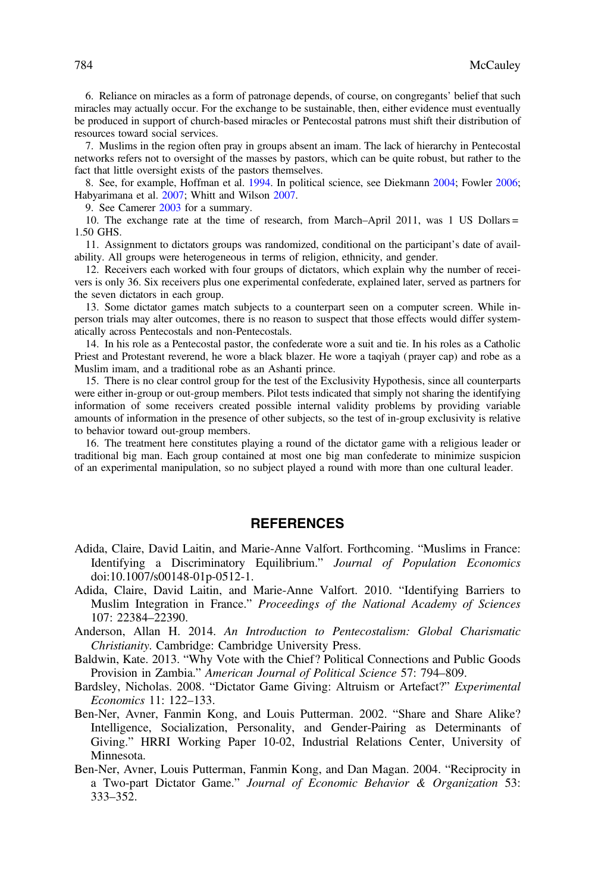6. Reliance on miracles as a form of patronage depends, of course, on congregants' belief that such miracles may actually occur. For the exchange to be sustainable, then, either evidence must eventually be produced in support of church-based miracles or Pentecostal patrons must shift their distribution of resources toward social services.

7. Muslims in the region often pray in groups absent an imam. The lack of hierarchy in Pentecostal networks refers not to oversight of the masses by pastors, which can be quite robust, but rather to the fact that little oversight exists of the pastors themselves.

8. See, for example, Hoffman et al. 1994. In political science, see Diekmann 2004; Fowler 2006; Habyarimana et al. 2007; Whitt and Wilson 2007.

9. See Camerer 2003 for a summary.

10. The exchange rate at the time of research, from March–April 2011, was 1 US Dollars = 1.50 GHS.

11. Assignment to dictators groups was randomized, conditional on the participant's date of availability. All groups were heterogeneous in terms of religion, ethnicity, and gender.

12. Receivers each worked with four groups of dictators, which explain why the number of receivers is only 36. Six receivers plus one experimental confederate, explained later, served as partners for the seven dictators in each group.

13. Some dictator games match subjects to a counterpart seen on a computer screen. While in-person trials may alter outcomes, there is no reason to suspect that those effects would differ systematically across Pentecostals and non-Pentecostals.

14. In his role as a Pentecostal pastor, the confederate wore a suit and tie. In his roles as a Catholic Priest and Protestant reverend, he wore a black blazer. He wore a taqiyah (prayer cap) and robe as a Muslim imam, and a traditional robe as an Ashanti prince.

15. There is no clear control group for the test of the Exclusivity Hypothesis, since all counterparts were either in-group or out-group members. Pilot tests indicated that simply not sharing the identifying information of some receivers created possible internal validity problems by providing variable amounts of information in the presence of other subjects, so the test of in-group exclusivity is relative to behavior toward out-group members.

16. The treatment here constitutes playing a round of the dictator game with a religious leader or traditional big man. Each group contained at most one big man confederate to minimize suspicion of an experimental manipulation, so no subject played a round with more than one cultural leader.

## REFERENCES

Adida, Claire, David Laitin, and Marie-Anne Valfort. Forthcoming. "Muslims in France: Identifying a Discriminatory Equilibrium." *Journal of Population Economics* doi:10.1007/s00148-01p-0512-1.

Adida, Claire, David Laitin, and Marie-Anne Valfort. 2010. "Identifying Barriers to Muslim Integration in France." *Proceedings of the National Academy of Sciences* 107: 22384–22390.

Anderson, Allan H. 2014. *An Introduction to Pentecostalism: Global Charismatic Christianity*. Cambridge: Cambridge University Press.

Baldwin, Kate. 2013. "Why Vote with the Chief? Political Connections and Public Goods Provision in Zambia." *American Journal of Political Science* 57: 794–809.

Bardsley, Nicholas. 2008. "Dictator Game Giving: Altruism or Artefact?" *Experimental Economics* 11: 122–133.

Ben-Ner, Avner, Fanmin Kong, and Louis Putterman. 2002. "Share and Share Alike? Intelligence, Socialization, Personality, and Gender-Pairing as Determinants of Giving." HRRI Working Paper 10-02, Industrial Relations Center, University of Minnesota.

Ben-Ner, Avner, Louis Putterman, Fanmin Kong, and Dan Magan. 2004. "Reciprocity in a Two-part Dictator Game." *Journal of Economic Behavior & Organization* 53: 333–352.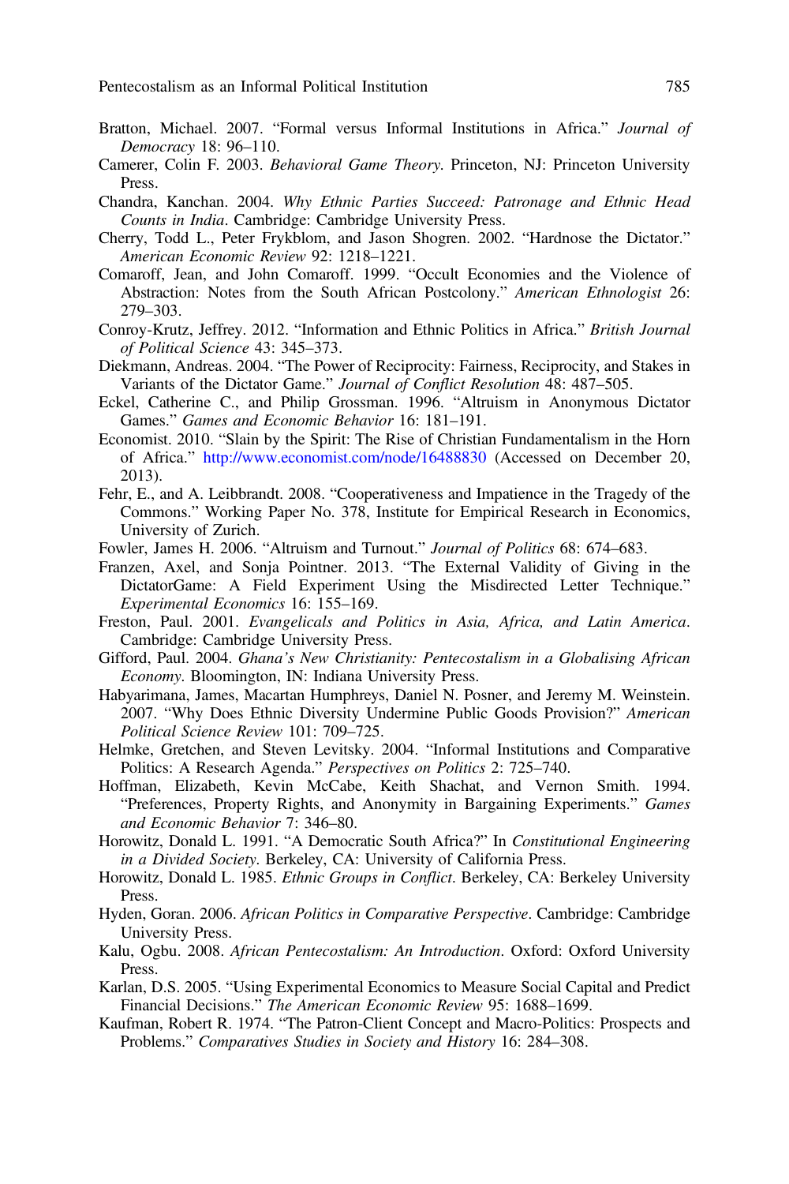Bratton, Michael. 2007. "Formal versus Informal Institutions in Africa." *Journal of Democracy* 18: 96–110.

Camerer, Colin F. 2003. *Behavioral Game Theory*. Princeton, NJ: Princeton University Press.

Chandra, Kanchan. 2004. *Why Ethnic Parties Succeed: Patronage and Ethnic Head Counts in India*. Cambridge: Cambridge University Press.

Cherry, Todd L., Peter Frykblom, and Jason Shogren. 2002. "Hardnose the Dictator." *American Economic Review* 92: 1218–1221.

Comaroff, Jean, and John Comaroff. 1999. "Occult Economies and the Violence of Abstraction: Notes from the South African Postcolony." *American Ethnologist* 26: 279–303.

Conroy-Krutz, Jeffrey. 2012. "Information and Ethnic Politics in Africa." *British Journal of Political Science* 43: 345–373.

Diekmann, Andreas. 2004. "The Power of Reciprocity: Fairness, Reciprocity, and Stakes in Variants of the Dictator Game." *Journal of Conflict Resolution* 48: 487–505.

Eckel, Catherine C., and Philip Grossman. 1996. "Altruism in Anonymous Dictator Games." *Games and Economic Behavior* 16: 181–191.

Economist. 2010. "Slain by the Spirit: The Rise of Christian Fundamentalism in the Horn of Africa." http://www.economist.com/node/16488830 (Accessed on December 20, 2013).

Fehr, E., and A. Leibbrandt. 2008. "Cooperativeness and Impatience in the Tragedy of the Commons." Working Paper No. 378, Institute for Empirical Research in Economics, University of Zurich.

Fowler, James H. 2006. "Altruism and Turnout." *Journal of Politics* 68: 674–683.

Franzen, Axel, and Sonja Pointner. 2013. "The External Validity of Giving in the DictatorGame: A Field Experiment Using the Misdirected Letter Technique." *Experimental Economics* 16: 155–169.

Freston, Paul. 2001. *Evangelicals and Politics in Asia, Africa, and Latin America*. Cambridge: Cambridge University Press.

Gifford, Paul. 2004. *Ghana's New Christianity: Pentecostalism in a Globalising African Economy*. Bloomington, IN: Indiana University Press.

Habyarimana, James, Macartan Humphreys, Daniel N. Posner, and Jeremy M. Weinstein. 2007. "Why Does Ethnic Diversity Undermine Public Goods Provision?" *American Political Science Review* 101: 709–725.

Helmke, Gretchen, and Steven Levitsky. 2004. "Informal Institutions and Comparative Politics: A Research Agenda." *Perspectives on Politics* 2: 725–740.

Hoffman, Elizabeth, Kevin McCabe, Keith Shachat, and Vernon Smith. 1994. "Preferences, Property Rights, and Anonymity in Bargaining Experiments." *Games and Economic Behavior* 7: 346–80.

Horowitz, Donald L. 1991. "A Democratic South Africa?" In *Constitutional Engineering in a Divided Society*. Berkeley, CA: University of California Press.

Horowitz, Donald L. 1985. *Ethnic Groups in Conflict*. Berkeley, CA: Berkeley University Press.

Hyden, Goran. 2006. *African Politics in Comparative Perspective*. Cambridge: Cambridge University Press.

Kalu, Ogbu. 2008. *African Pentecostalism: An Introduction*. Oxford: Oxford University Press.

Karlan, D.S. 2005. "Using Experimental Economics to Measure Social Capital and Predict Financial Decisions." *The American Economic Review* 95: 1688–1699.

Kaufman, Robert R. 1974. "The Patron-Client Concept and Macro-Politics: Prospects and Problems." *Comparatives Studies in Society and History* 16: 284–308.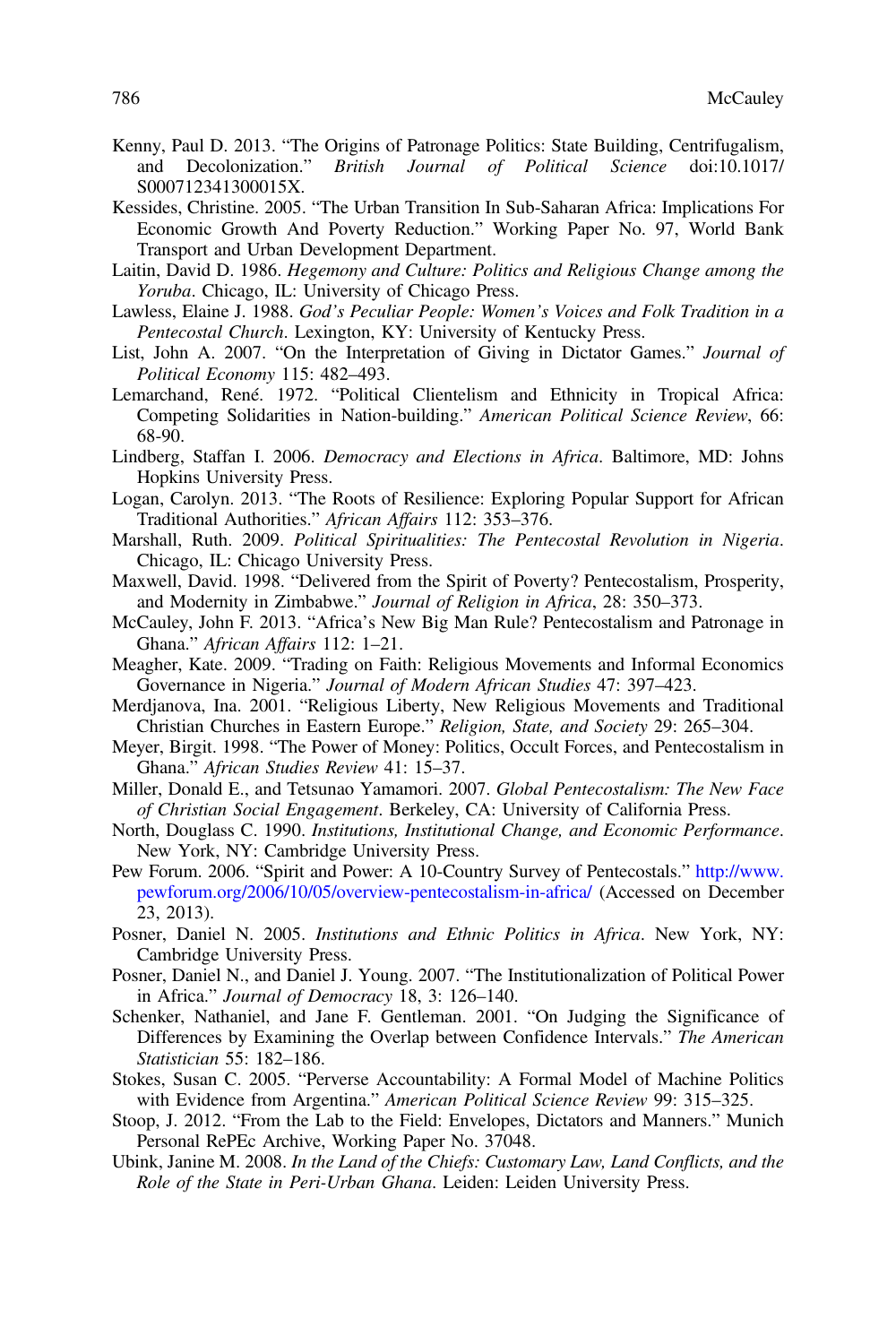Kenny, Paul D. 2013. "The Origins of Patronage Politics: State Building, Centrifugalism, and Decolonization." *British Journal of Political Science* doi:10.1017/S000712341300015X.

Kessides, Christine. 2005. "The Urban Transition In Sub-Saharan Africa: Implications For Economic Growth And Poverty Reduction." Working Paper No. 97, World Bank Transport and Urban Development Department.

Laitin, David D. 1986. *Hegemony and Culture: Politics and Religious Change among the Yoruba*. Chicago, IL: University of Chicago Press.

Lawless, Elaine J. 1988. *God's Peculiar People: Women's Voices and Folk Tradition in a Pentecostal Church*. Lexington, KY: University of Kentucky Press.

List, John A. 2007. "On the Interpretation of Giving in Dictator Games." *Journal of Political Economy* 115: 482–493.

Lemarchand, René. 1972. "Political Clientelism and Ethnicity in Tropical Africa: Competing Solidarities in Nation-building." *American Political Science Review*, 66: 68-90.

Lindberg, Staffan I. 2006. *Democracy and Elections in Africa*. Baltimore, MD: Johns Hopkins University Press.

Logan, Carolyn. 2013. "The Roots of Resilience: Exploring Popular Support for African Traditional Authorities." *African Affairs* 112: 353–376.

Marshall, Ruth. 2009. *Political Spiritualities: The Pentecostal Revolution in Nigeria*. Chicago, IL: Chicago University Press.

Maxwell, David. 1998. "Delivered from the Spirit of Poverty? Pentecostalism, Prosperity, and Modernity in Zimbabwe." *Journal of Religion in Africa*, 28: 350–373.

McCauley, John F. 2013. "Africa's New Big Man Rule? Pentecostalism and Patronage in Ghana." *African Affairs* 112: 1–21.

Meagher, Kate. 2009. "Trading on Faith: Religious Movements and Informal Economics Governance in Nigeria." *Journal of Modern African Studies* 47: 397–423.

Merdjanova, Ina. 2001. "Religious Liberty, New Religious Movements and Traditional Christian Churches in Eastern Europe." *Religion, State, and Society* 29: 265–304.

Meyer, Birgit. 1998. "The Power of Money: Politics, Occult Forces, and Pentecostalism in Ghana." *African Studies Review* 41: 15–37.

Miller, Donald E., and Tetsunao Yamamori. 2007. *Global Pentecostalism: The New Face of Christian Social Engagement*. Berkeley, CA: University of California Press.

North, Douglass C. 1990. *Institutions, Institutional Change, and Economic Performance*. New York, NY: Cambridge University Press.

Pew Forum. 2006. "Spirit and Power: A 10-Country Survey of Pentecostals." http://www.pewforum.org/2006/10/05/overview-pentecostalism-in-africa/ (Accessed on December 23, 2013).

Posner, Daniel N. 2005. *Institutions and Ethnic Politics in Africa*. New York, NY: Cambridge University Press.

Posner, Daniel N., and Daniel J. Young. 2007. "The Institutionalization of Political Power in Africa." *Journal of Democracy* 18, 3: 126–140.

Schenker, Nathaniel, and Jane F. Gentleman. 2001. "On Judging the Significance of Differences by Examining the Overlap between Confidence Intervals." *The American Statistician* 55: 182–186.

Stokes, Susan C. 2005. "Perverse Accountability: A Formal Model of Machine Politics with Evidence from Argentina." *American Political Science Review* 99: 315–325.

Stoop, J. 2012. "From the Lab to the Field: Envelopes, Dictators and Manners." Munich Personal RePEc Archive, Working Paper No. 37048.

Ubink, Janine M. 2008. *In the Land of the Chiefs: Customary Law, Land Conflicts, and the Role of the State in Peri-Urban Ghana*. Leiden: Leiden University Press.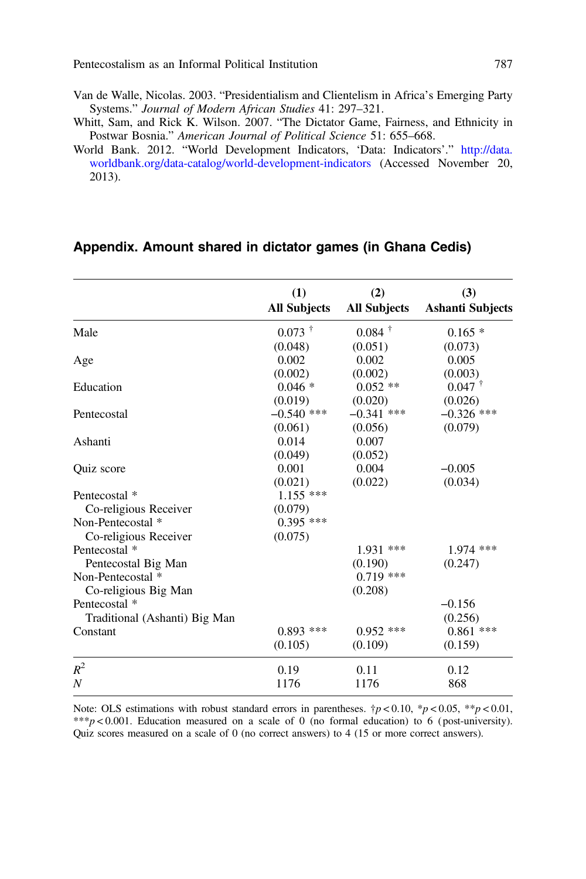Van de Walle, Nicolas. 2003. "Presidentialism and Clientelism in Africa's Emerging Party Systems." *Journal of Modern African Studies* 41: 297–321.

Whitt, Sam, and Rick K. Wilson. 2007. "The Dictator Game, Fairness, and Ethnicity in Postwar Bosnia." *American Journal of Political Science* 51: 655–668.

World Bank. 2012. "World Development Indicators, 'Data: Indicators'." http://data.worldbank.org/data-catalog/world-development-indicators (Accessed November 20, 2013).

## Appendix. Amount shared in dictator games (in Ghana Cedis)

| | (1) All Subjects | (2) All Subjects | (3) Ashanti Subjects |
|---|---|---|---|
| Male | 0.073 † | 0.084 † | 0.165 * |
| | (0.048) | (0.051) | (0.073) |
| Age | 0.002 | 0.002 | 0.005 |
| | (0.002) | (0.002) | (0.003) |
| Education | 0.046 * | 0.052 ** | 0.047 † |
| | (0.019) | (0.020) | (0.026) |
| Pentecostal | −0.540 *** | −0.341 *** | −0.326 *** |
| | (0.061) | (0.056) | (0.079) |
| Ashanti | 0.014 | 0.007 | |
| | (0.049) | (0.052) | |
| Quiz score | 0.001 | 0.004 | −0.005 |
| | (0.021) | (0.022) | (0.034) |
| Pentecostal * Co-religious Receiver | 1.155 *** | | |
| | (0.079) | | |
| Non-Pentecostal * Co-religious Receiver | 0.395 *** | | |
| | (0.075) | | |
| Pentecostal * Pentecostal Big Man | | 1.931 *** | 1.974 *** |
| | | (0.190) | (0.247) |
| Non-Pentecostal * Co-religious Big Man | | 0.719 *** | |
| | | (0.208) | |
| Pentecostal * Traditional (Ashanti) Big Man | | | −0.156 |
| | | | (0.256) |
| Constant | 0.893 *** | 0.952 *** | 0.861 *** |
| | (0.105) | (0.109) | (0.159) |
| $R^2$ | 0.19 | 0.11 | 0.12 |
| $N$ | 1176 | 1176 | 868 |

Note: OLS estimations with robust standard errors in parentheses. †$p < 0.10$, *$p < 0.05$, **$p < 0.01$, ***$p < 0.001$. Education measured on a scale of 0 (no formal education) to 6 (post-university). Quiz scores measured on a scale of 0 (no correct answers) to 4 (15 or more correct answers).